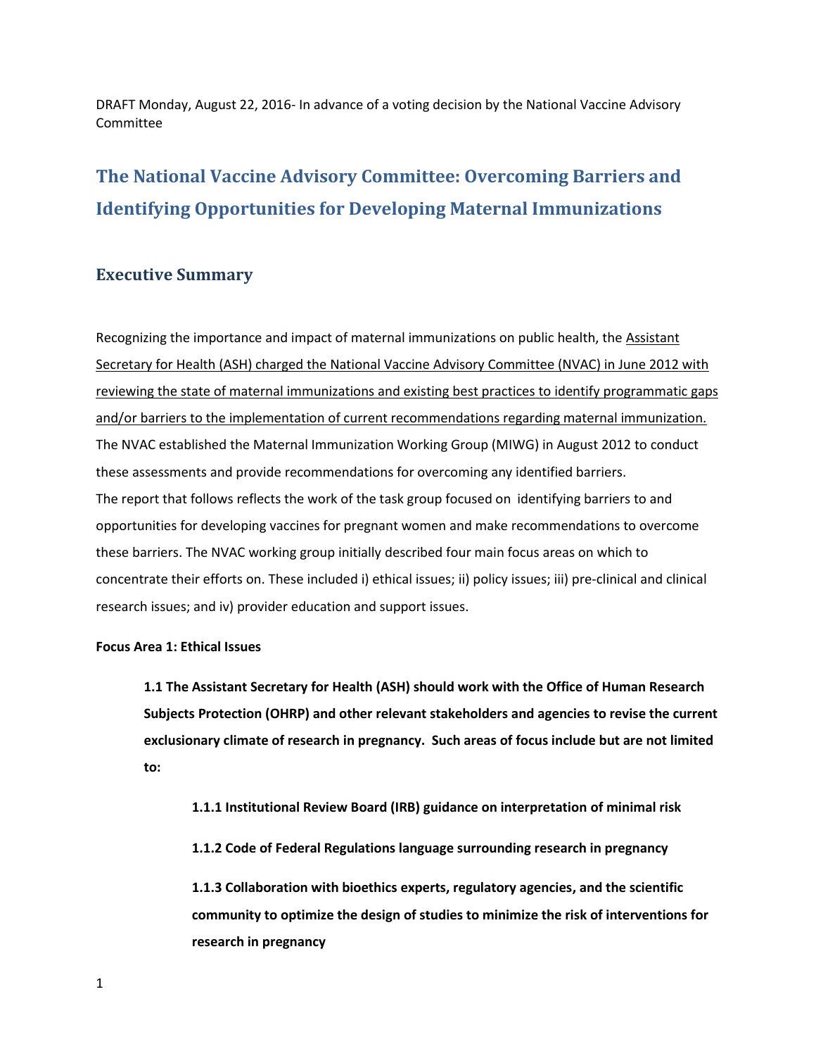DRAFT Monday, August 22, 2016- In advance of a voting decision by the National Vaccine Advisory Committee

# The National Vaccine Advisory Committee: Overcoming Barriers and Identifying Opportunities for Developing Maternal Immunizations

## Executive Summary

Recognizing the importance and impact of maternal immunizations on public health, the Assistant Secretary for Health (ASH) charged the National Vaccine Advisory Committee (NVAC) in June 2012 with reviewing the state of maternal immunizations and existing best practices to identify programmatic gaps and/or barriers to the implementation of current recommendations regarding maternal immunization. The NVAC established the Maternal Immunization Working Group (MIWG) in August 2012 to conduct these assessments and provide recommendations for overcoming any identified barriers. The report that follows reflects the work of the task group focused on identifying barriers to and opportunities for developing vaccines for pregnant women and make recommendations to overcome these barriers. The NVAC working group initially described four main focus areas on which to concentrate their efforts on. These included i) ethical issues; ii) policy issues; iii) pre-clinical and clinical research issues; and iv) provider education and support issues.

**Focus Area 1: Ethical Issues**

> **1.1 The Assistant Secretary for Health (ASH) should work with the Office of Human Research Subjects Protection (OHRP) and other relevant stakeholders and agencies to revise the current exclusionary climate of research in pregnancy. Such areas of focus include but are not limited to:**
>
> > **1.1.1 Institutional Review Board (IRB) guidance on interpretation of minimal risk**
> >
> > **1.1.2 Code of Federal Regulations language surrounding research in pregnancy**
> >
> > **1.1.3 Collaboration with bioethics experts, regulatory agencies, and the scientific community to optimize the design of studies to minimize the risk of interventions for research in pregnancy**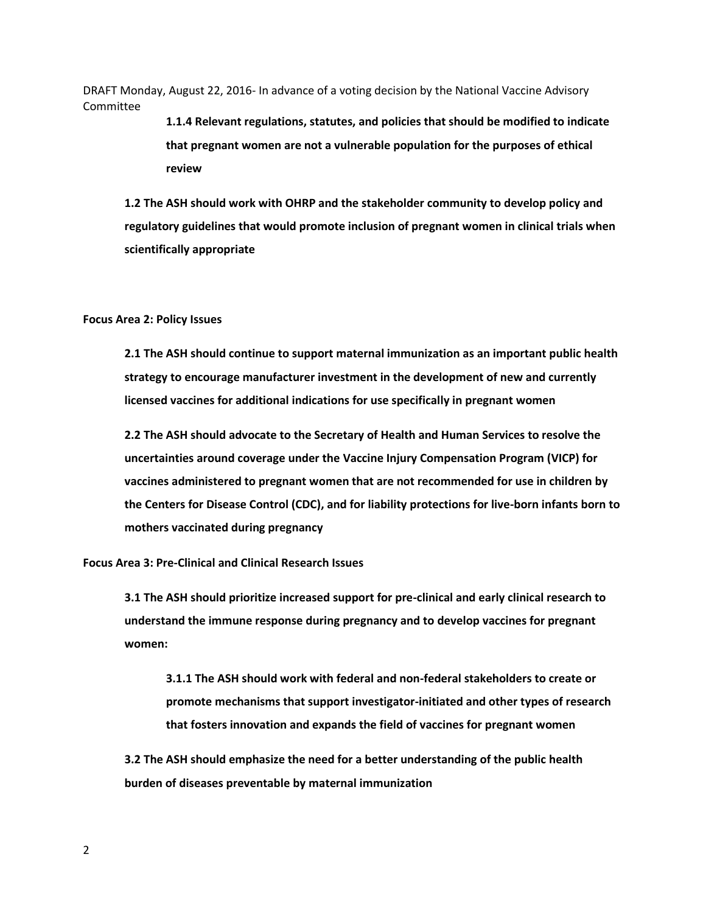**1.1.4 Relevant regulations, statutes, and policies that should be modified to indicate that pregnant women are not a vulnerable population for the purposes of ethical review**

**1.2 The ASH should work with OHRP and the stakeholder community to develop policy and regulatory guidelines that would promote inclusion of pregnant women in clinical trials when scientifically appropriate**

**Focus Area 2: Policy Issues**

**2.1 The ASH should continue to support maternal immunization as an important public health strategy to encourage manufacturer investment in the development of new and currently licensed vaccines for additional indications for use specifically in pregnant women**

**2.2 The ASH should advocate to the Secretary of Health and Human Services to resolve the uncertainties around coverage under the Vaccine Injury Compensation Program (VICP) for vaccines administered to pregnant women that are not recommended for use in children by the Centers for Disease Control (CDC), and for liability protections for live-born infants born to mothers vaccinated during pregnancy**

**Focus Area 3: Pre-Clinical and Clinical Research Issues**

**3.1 The ASH should prioritize increased support for pre-clinical and early clinical research to understand the immune response during pregnancy and to develop vaccines for pregnant women:**

**3.1.1 The ASH should work with federal and non-federal stakeholders to create or promote mechanisms that support investigator-initiated and other types of research that fosters innovation and expands the field of vaccines for pregnant women**

**3.2 The ASH should emphasize the need for a better understanding of the public health burden of diseases preventable by maternal immunization**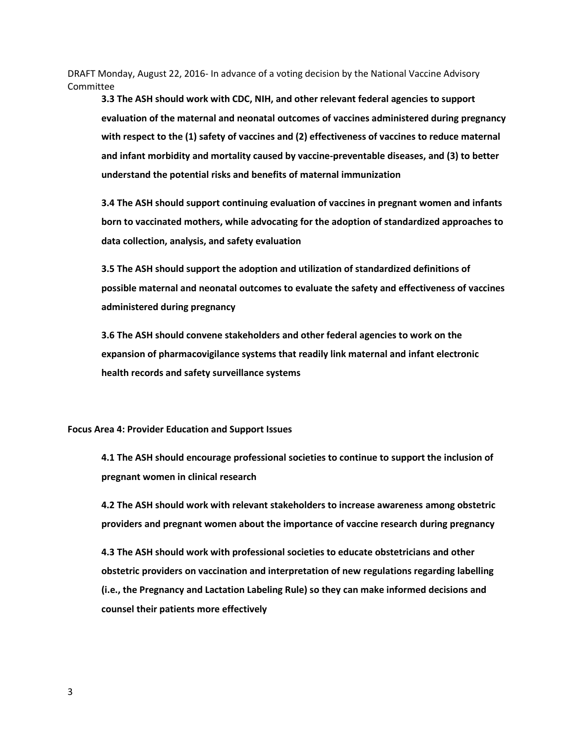**3.3 The ASH should work with CDC, NIH, and other relevant federal agencies to support evaluation of the maternal and neonatal outcomes of vaccines administered during pregnancy with respect to the (1) safety of vaccines and (2) effectiveness of vaccines to reduce maternal and infant morbidity and mortality caused by vaccine-preventable diseases, and (3) to better understand the potential risks and benefits of maternal immunization**

**3.4 The ASH should support continuing evaluation of vaccines in pregnant women and infants born to vaccinated mothers, while advocating for the adoption of standardized approaches to data collection, analysis, and safety evaluation**

**3.5 The ASH should support the adoption and utilization of standardized definitions of possible maternal and neonatal outcomes to evaluate the safety and effectiveness of vaccines administered during pregnancy**

**3.6 The ASH should convene stakeholders and other federal agencies to work on the expansion of pharmacovigilance systems that readily link maternal and infant electronic health records and safety surveillance systems**

**Focus Area 4: Provider Education and Support Issues**

**4.1 The ASH should encourage professional societies to continue to support the inclusion of pregnant women in clinical research**

**4.2 The ASH should work with relevant stakeholders to increase awareness among obstetric providers and pregnant women about the importance of vaccine research during pregnancy**

**4.3 The ASH should work with professional societies to educate obstetricians and other obstetric providers on vaccination and interpretation of new regulations regarding labelling (i.e., the Pregnancy and Lactation Labeling Rule) so they can make informed decisions and counsel their patients more effectively**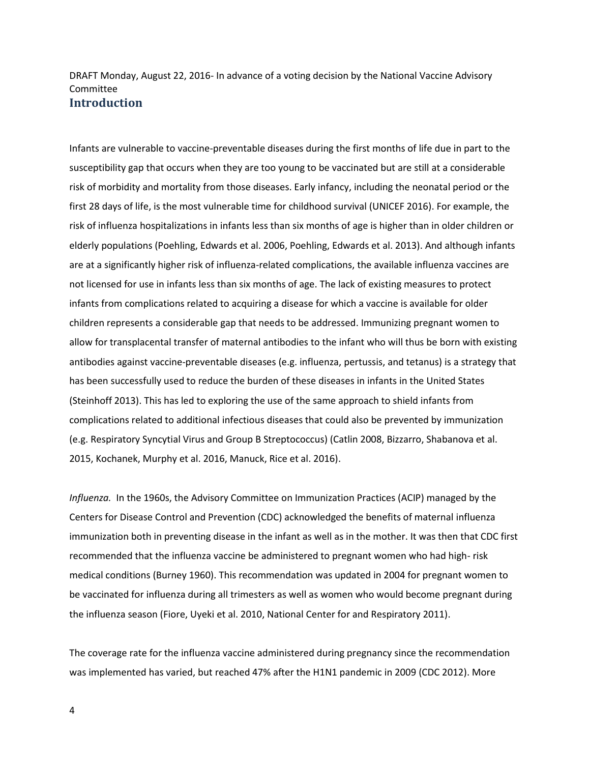DRAFT Monday, August 22, 2016- In advance of a voting decision by the National Vaccine Advisory Committee

## Introduction

Infants are vulnerable to vaccine-preventable diseases during the first months of life due in part to the susceptibility gap that occurs when they are too young to be vaccinated but are still at a considerable risk of morbidity and mortality from those diseases. Early infancy, including the neonatal period or the first 28 days of life, is the most vulnerable time for childhood survival (UNICEF 2016). For example, the risk of influenza hospitalizations in infants less than six months of age is higher than in older children or elderly populations (Poehling, Edwards et al. 2006, Poehling, Edwards et al. 2013). And although infants are at a significantly higher risk of influenza-related complications, the available influenza vaccines are not licensed for use in infants less than six months of age. The lack of existing measures to protect infants from complications related to acquiring a disease for which a vaccine is available for older children represents a considerable gap that needs to be addressed. Immunizing pregnant women to allow for transplacental transfer of maternal antibodies to the infant who will thus be born with existing antibodies against vaccine-preventable diseases (e.g. influenza, pertussis, and tetanus) is a strategy that has been successfully used to reduce the burden of these diseases in infants in the United States (Steinhoff 2013). This has led to exploring the use of the same approach to shield infants from complications related to additional infectious diseases that could also be prevented by immunization (e.g. Respiratory Syncytial Virus and Group B Streptococcus) (Catlin 2008, Bizzarro, Shabanova et al. 2015, Kochanek, Murphy et al. 2016, Manuck, Rice et al. 2016).

*Influenza.* In the 1960s, the Advisory Committee on Immunization Practices (ACIP) managed by the Centers for Disease Control and Prevention (CDC) acknowledged the benefits of maternal influenza immunization both in preventing disease in the infant as well as in the mother. It was then that CDC first recommended that the influenza vaccine be administered to pregnant women who had high- risk medical conditions (Burney 1960). This recommendation was updated in 2004 for pregnant women to be vaccinated for influenza during all trimesters as well as women who would become pregnant during the influenza season (Fiore, Uyeki et al. 2010, National Center for and Respiratory 2011).

The coverage rate for the influenza vaccine administered during pregnancy since the recommendation was implemented has varied, but reached 47% after the H1N1 pandemic in 2009 (CDC 2012). More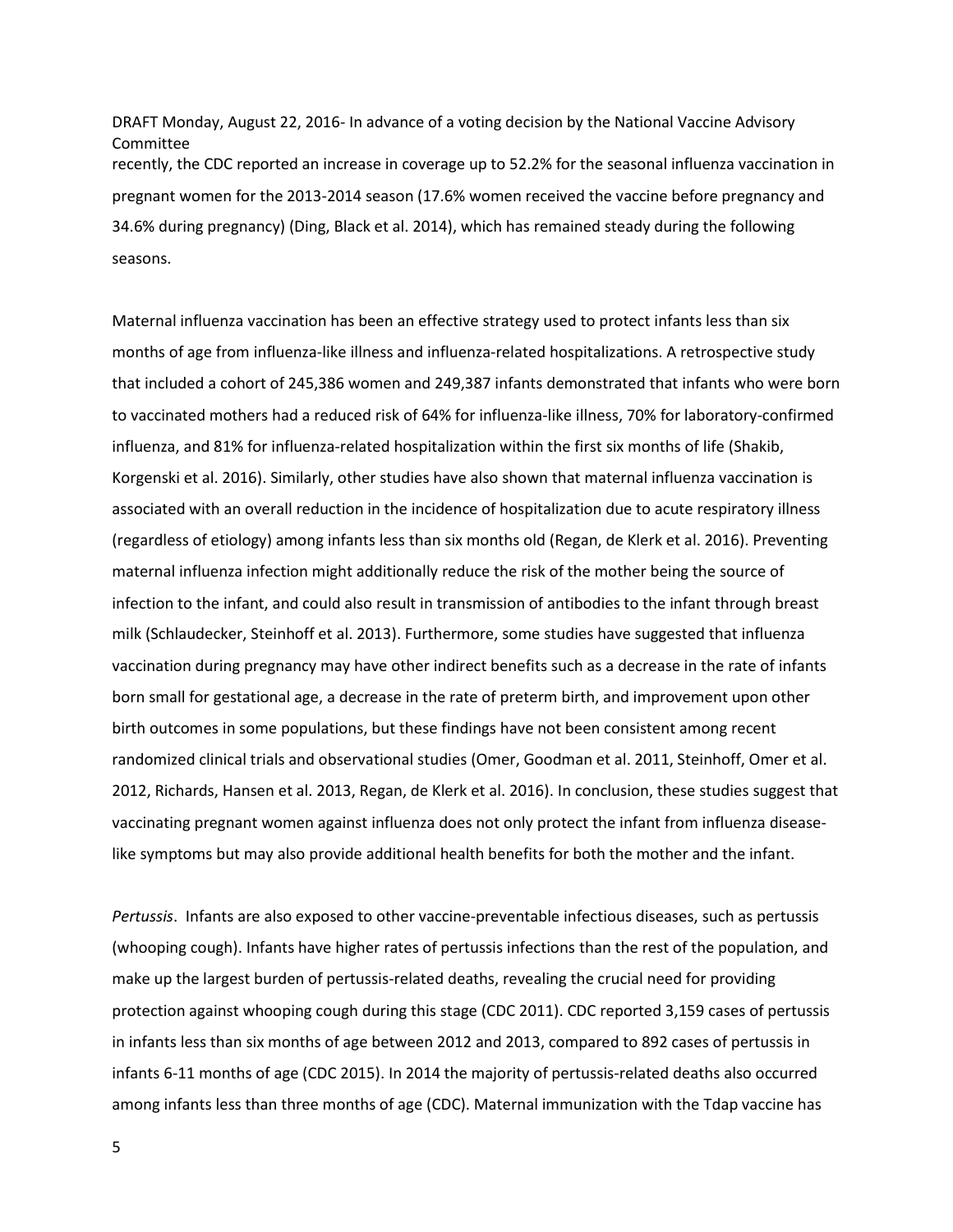recently, the CDC reported an increase in coverage up to 52.2% for the seasonal influenza vaccination in pregnant women for the 2013-2014 season (17.6% women received the vaccine before pregnancy and 34.6% during pregnancy) (Ding, Black et al. 2014), which has remained steady during the following seasons.

Maternal influenza vaccination has been an effective strategy used to protect infants less than six months of age from influenza-like illness and influenza-related hospitalizations. A retrospective study that included a cohort of 245,386 women and 249,387 infants demonstrated that infants who were born to vaccinated mothers had a reduced risk of 64% for influenza-like illness, 70% for laboratory-confirmed influenza, and 81% for influenza-related hospitalization within the first six months of life (Shakib, Korgenski et al. 2016). Similarly, other studies have also shown that maternal influenza vaccination is associated with an overall reduction in the incidence of hospitalization due to acute respiratory illness (regardless of etiology) among infants less than six months old (Regan, de Klerk et al. 2016). Preventing maternal influenza infection might additionally reduce the risk of the mother being the source of infection to the infant, and could also result in transmission of antibodies to the infant through breast milk (Schlaudecker, Steinhoff et al. 2013). Furthermore, some studies have suggested that influenza vaccination during pregnancy may have other indirect benefits such as a decrease in the rate of infants born small for gestational age, a decrease in the rate of preterm birth, and improvement upon other birth outcomes in some populations, but these findings have not been consistent among recent randomized clinical trials and observational studies (Omer, Goodman et al. 2011, Steinhoff, Omer et al. 2012, Richards, Hansen et al. 2013, Regan, de Klerk et al. 2016). In conclusion, these studies suggest that vaccinating pregnant women against influenza does not only protect the infant from influenza disease-like symptoms but may also provide additional health benefits for both the mother and the infant.

*Pertussis*. Infants are also exposed to other vaccine-preventable infectious diseases, such as pertussis (whooping cough). Infants have higher rates of pertussis infections than the rest of the population, and make up the largest burden of pertussis-related deaths, revealing the crucial need for providing protection against whooping cough during this stage (CDC 2011). CDC reported 3,159 cases of pertussis in infants less than six months of age between 2012 and 2013, compared to 892 cases of pertussis in infants 6-11 months of age (CDC 2015). In 2014 the majority of pertussis-related deaths also occurred among infants less than three months of age (CDC). Maternal immunization with the Tdap vaccine has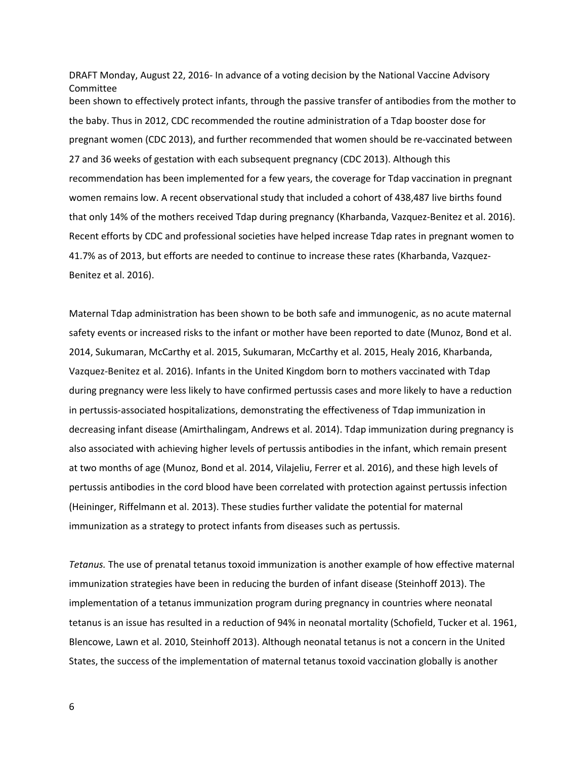been shown to effectively protect infants, through the passive transfer of antibodies from the mother to the baby. Thus in 2012, CDC recommended the routine administration of a Tdap booster dose for pregnant women (CDC 2013), and further recommended that women should be re-vaccinated between 27 and 36 weeks of gestation with each subsequent pregnancy (CDC 2013). Although this recommendation has been implemented for a few years, the coverage for Tdap vaccination in pregnant women remains low. A recent observational study that included a cohort of 438,487 live births found that only 14% of the mothers received Tdap during pregnancy (Kharbanda, Vazquez-Benitez et al. 2016). Recent efforts by CDC and professional societies have helped increase Tdap rates in pregnant women to 41.7% as of 2013, but efforts are needed to continue to increase these rates (Kharbanda, Vazquez-Benitez et al. 2016).

Maternal Tdap administration has been shown to be both safe and immunogenic, as no acute maternal safety events or increased risks to the infant or mother have been reported to date (Munoz, Bond et al. 2014, Sukumaran, McCarthy et al. 2015, Sukumaran, McCarthy et al. 2015, Healy 2016, Kharbanda, Vazquez-Benitez et al. 2016). Infants in the United Kingdom born to mothers vaccinated with Tdap during pregnancy were less likely to have confirmed pertussis cases and more likely to have a reduction in pertussis-associated hospitalizations, demonstrating the effectiveness of Tdap immunization in decreasing infant disease (Amirthalingam, Andrews et al. 2014). Tdap immunization during pregnancy is also associated with achieving higher levels of pertussis antibodies in the infant, which remain present at two months of age (Munoz, Bond et al. 2014, Vilajeliu, Ferrer et al. 2016), and these high levels of pertussis antibodies in the cord blood have been correlated with protection against pertussis infection (Heininger, Riffelmann et al. 2013). These studies further validate the potential for maternal immunization as a strategy to protect infants from diseases such as pertussis.

*Tetanus.* The use of prenatal tetanus toxoid immunization is another example of how effective maternal immunization strategies have been in reducing the burden of infant disease (Steinhoff 2013). The implementation of a tetanus immunization program during pregnancy in countries where neonatal tetanus is an issue has resulted in a reduction of 94% in neonatal mortality (Schofield, Tucker et al. 1961, Blencowe, Lawn et al. 2010, Steinhoff 2013). Although neonatal tetanus is not a concern in the United States, the success of the implementation of maternal tetanus toxoid vaccination globally is another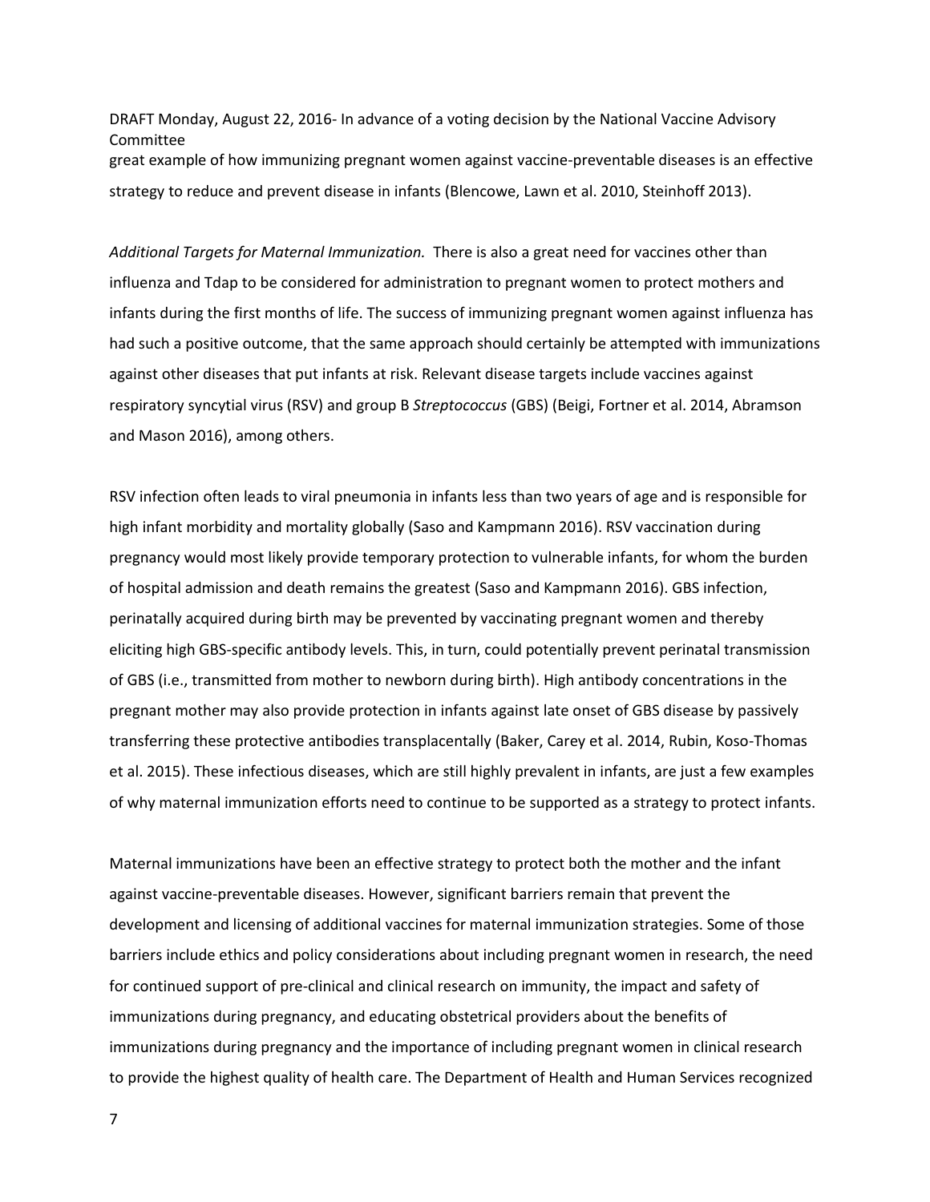great example of how immunizing pregnant women against vaccine-preventable diseases is an effective strategy to reduce and prevent disease in infants (Blencowe, Lawn et al. 2010, Steinhoff 2013).

*Additional Targets for Maternal Immunization.* There is also a great need for vaccines other than influenza and Tdap to be considered for administration to pregnant women to protect mothers and infants during the first months of life. The success of immunizing pregnant women against influenza has had such a positive outcome, that the same approach should certainly be attempted with immunizations against other diseases that put infants at risk. Relevant disease targets include vaccines against respiratory syncytial virus (RSV) and group B *Streptococcus* (GBS) (Beigi, Fortner et al. 2014, Abramson and Mason 2016), among others.

RSV infection often leads to viral pneumonia in infants less than two years of age and is responsible for high infant morbidity and mortality globally (Saso and Kampmann 2016). RSV vaccination during pregnancy would most likely provide temporary protection to vulnerable infants, for whom the burden of hospital admission and death remains the greatest (Saso and Kampmann 2016). GBS infection, perinatally acquired during birth may be prevented by vaccinating pregnant women and thereby eliciting high GBS-specific antibody levels. This, in turn, could potentially prevent perinatal transmission of GBS (i.e., transmitted from mother to newborn during birth). High antibody concentrations in the pregnant mother may also provide protection in infants against late onset of GBS disease by passively transferring these protective antibodies transplacentally (Baker, Carey et al. 2014, Rubin, Koso-Thomas et al. 2015). These infectious diseases, which are still highly prevalent in infants, are just a few examples of why maternal immunization efforts need to continue to be supported as a strategy to protect infants.

Maternal immunizations have been an effective strategy to protect both the mother and the infant against vaccine-preventable diseases. However, significant barriers remain that prevent the development and licensing of additional vaccines for maternal immunization strategies. Some of those barriers include ethics and policy considerations about including pregnant women in research, the need for continued support of pre-clinical and clinical research on immunity, the impact and safety of immunizations during pregnancy, and educating obstetrical providers about the benefits of immunizations during pregnancy and the importance of including pregnant women in clinical research to provide the highest quality of health care. The Department of Health and Human Services recognized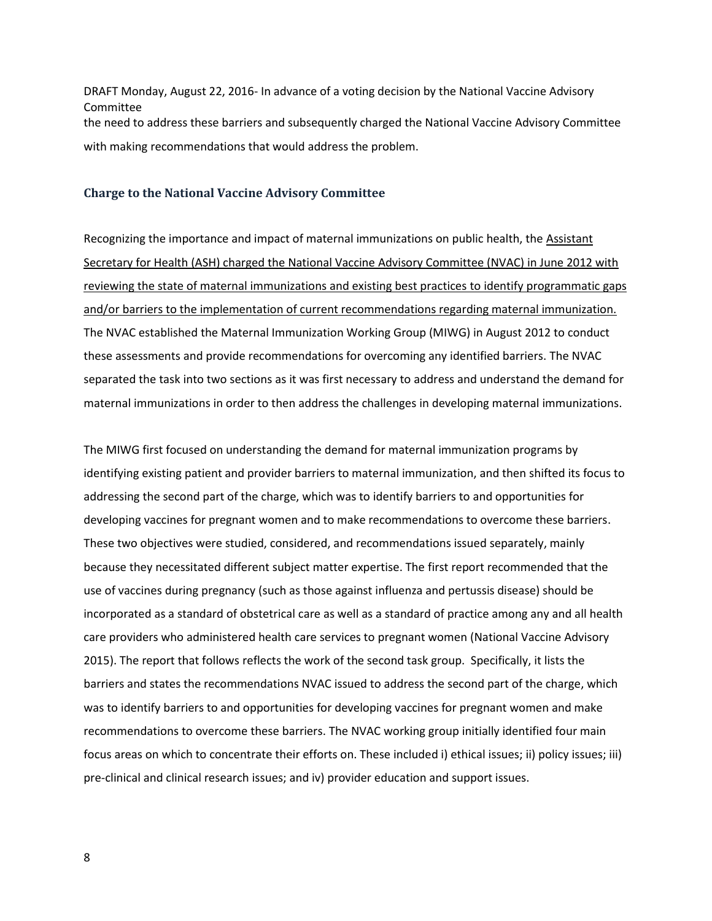the need to address these barriers and subsequently charged the National Vaccine Advisory Committee with making recommendations that would address the problem.

### Charge to the National Vaccine Advisory Committee

Recognizing the importance and impact of maternal immunizations on public health, the Assistant Secretary for Health (ASH) charged the National Vaccine Advisory Committee (NVAC) in June 2012 with reviewing the state of maternal immunizations and existing best practices to identify programmatic gaps and/or barriers to the implementation of current recommendations regarding maternal immunization. The NVAC established the Maternal Immunization Working Group (MIWG) in August 2012 to conduct these assessments and provide recommendations for overcoming any identified barriers. The NVAC separated the task into two sections as it was first necessary to address and understand the demand for maternal immunizations in order to then address the challenges in developing maternal immunizations.

The MIWG first focused on understanding the demand for maternal immunization programs by identifying existing patient and provider barriers to maternal immunization, and then shifted its focus to addressing the second part of the charge, which was to identify barriers to and opportunities for developing vaccines for pregnant women and to make recommendations to overcome these barriers. These two objectives were studied, considered, and recommendations issued separately, mainly because they necessitated different subject matter expertise. The first report recommended that the use of vaccines during pregnancy (such as those against influenza and pertussis disease) should be incorporated as a standard of obstetrical care as well as a standard of practice among any and all health care providers who administered health care services to pregnant women (National Vaccine Advisory 2015). The report that follows reflects the work of the second task group. Specifically, it lists the barriers and states the recommendations NVAC issued to address the second part of the charge, which was to identify barriers to and opportunities for developing vaccines for pregnant women and make recommendations to overcome these barriers. The NVAC working group initially identified four main focus areas on which to concentrate their efforts on. These included i) ethical issues; ii) policy issues; iii) pre-clinical and clinical research issues; and iv) provider education and support issues.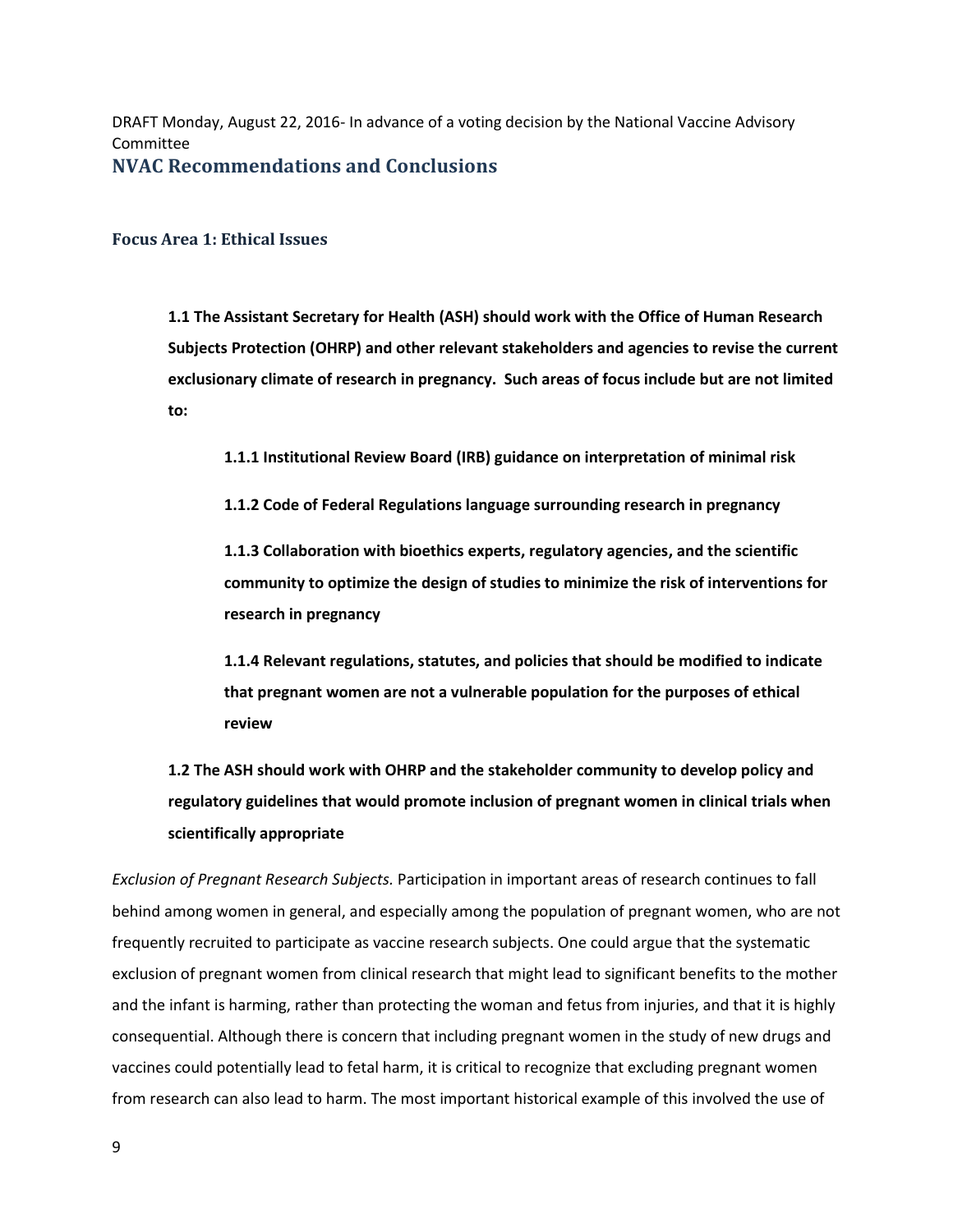DRAFT Monday, August 22, 2016- In advance of a voting decision by the National Vaccine Advisory Committee

## NVAC Recommendations and Conclusions

### Focus Area 1: Ethical Issues

**1.1 The Assistant Secretary for Health (ASH) should work with the Office of Human Research Subjects Protection (OHRP) and other relevant stakeholders and agencies to revise the current exclusionary climate of research in pregnancy. Such areas of focus include but are not limited to:**

**1.1.1 Institutional Review Board (IRB) guidance on interpretation of minimal risk**

**1.1.2 Code of Federal Regulations language surrounding research in pregnancy**

**1.1.3 Collaboration with bioethics experts, regulatory agencies, and the scientific community to optimize the design of studies to minimize the risk of interventions for research in pregnancy**

**1.1.4 Relevant regulations, statutes, and policies that should be modified to indicate that pregnant women are not a vulnerable population for the purposes of ethical review**

**1.2 The ASH should work with OHRP and the stakeholder community to develop policy and regulatory guidelines that would promote inclusion of pregnant women in clinical trials when scientifically appropriate**

*Exclusion of Pregnant Research Subjects.* Participation in important areas of research continues to fall behind among women in general, and especially among the population of pregnant women, who are not frequently recruited to participate as vaccine research subjects. One could argue that the systematic exclusion of pregnant women from clinical research that might lead to significant benefits to the mother and the infant is harming, rather than protecting the woman and fetus from injuries, and that it is highly consequential. Although there is concern that including pregnant women in the study of new drugs and vaccines could potentially lead to fetal harm, it is critical to recognize that excluding pregnant women from research can also lead to harm. The most important historical example of this involved the use of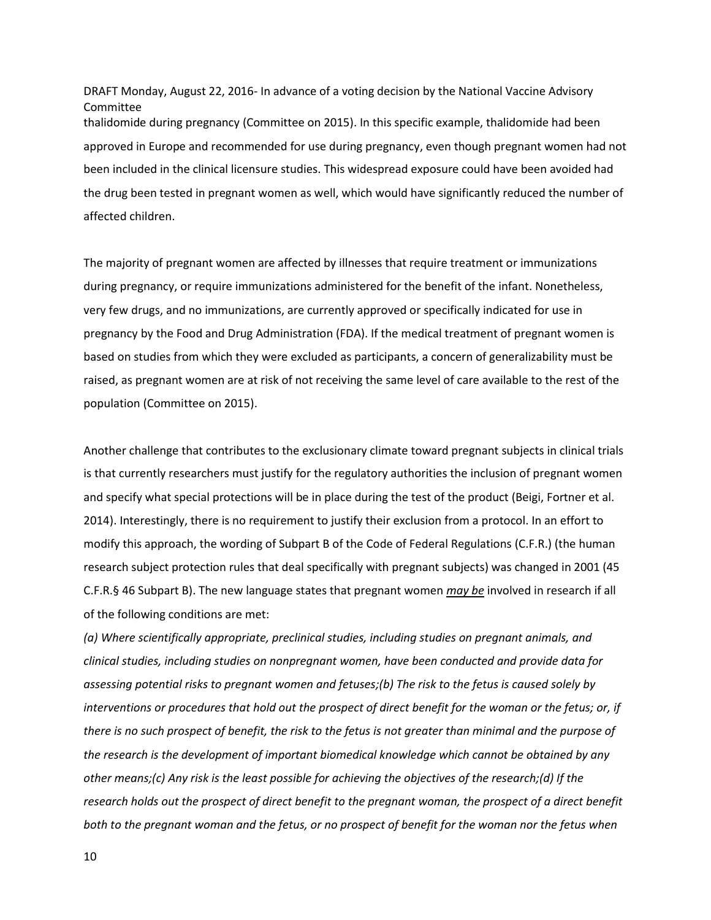thalidomide during pregnancy (Committee on 2015). In this specific example, thalidomide had been approved in Europe and recommended for use during pregnancy, even though pregnant women had not been included in the clinical licensure studies. This widespread exposure could have been avoided had the drug been tested in pregnant women as well, which would have significantly reduced the number of affected children.

The majority of pregnant women are affected by illnesses that require treatment or immunizations during pregnancy, or require immunizations administered for the benefit of the infant. Nonetheless, very few drugs, and no immunizations, are currently approved or specifically indicated for use in pregnancy by the Food and Drug Administration (FDA). If the medical treatment of pregnant women is based on studies from which they were excluded as participants, a concern of generalizability must be raised, as pregnant women are at risk of not receiving the same level of care available to the rest of the population (Committee on 2015).

Another challenge that contributes to the exclusionary climate toward pregnant subjects in clinical trials is that currently researchers must justify for the regulatory authorities the inclusion of pregnant women and specify what special protections will be in place during the test of the product (Beigi, Fortner et al. 2014). Interestingly, there is no requirement to justify their exclusion from a protocol. In an effort to modify this approach, the wording of Subpart B of the Code of Federal Regulations (C.F.R.) (the human research subject protection rules that deal specifically with pregnant subjects) was changed in 2001 (45 C.F.R.§ 46 Subpart B). The new language states that pregnant women ***may be*** involved in research if all of the following conditions are met:

*(a) Where scientifically appropriate, preclinical studies, including studies on pregnant animals, and clinical studies, including studies on nonpregnant women, have been conducted and provide data for assessing potential risks to pregnant women and fetuses;(b) The risk to the fetus is caused solely by interventions or procedures that hold out the prospect of direct benefit for the woman or the fetus; or, if there is no such prospect of benefit, the risk to the fetus is not greater than minimal and the purpose of the research is the development of important biomedical knowledge which cannot be obtained by any other means;(c) Any risk is the least possible for achieving the objectives of the research;(d) If the research holds out the prospect of direct benefit to the pregnant woman, the prospect of a direct benefit both to the pregnant woman and the fetus, or no prospect of benefit for the woman nor the fetus when*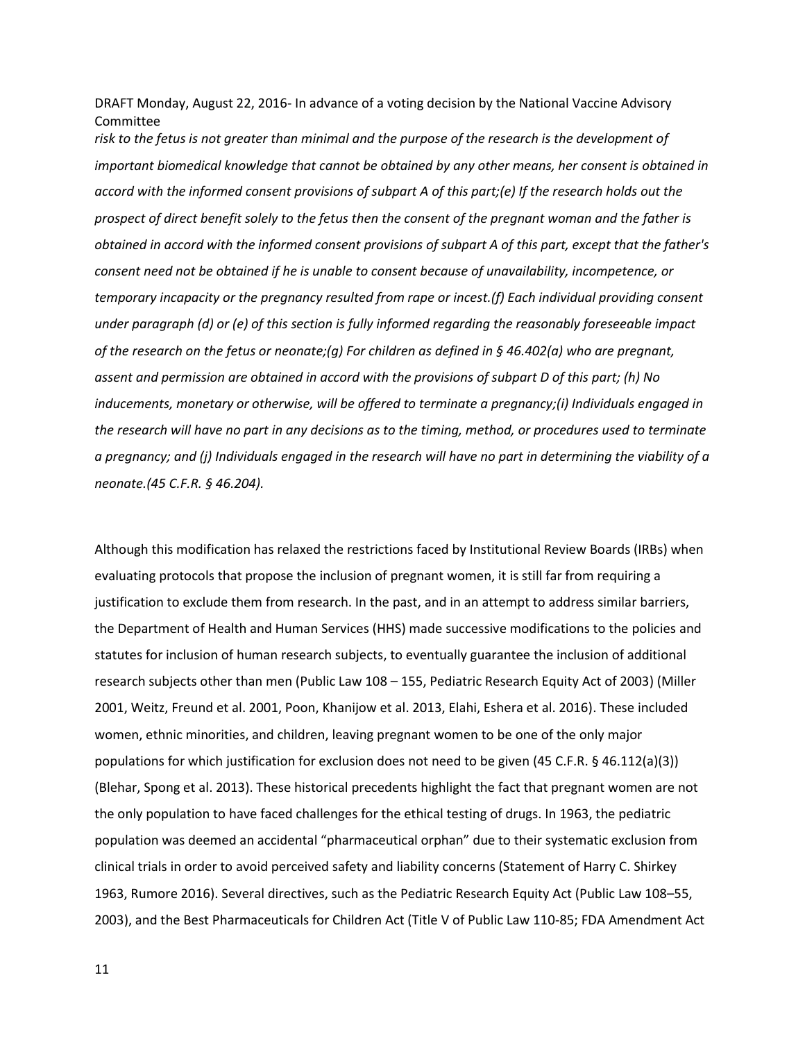*risk to the fetus is not greater than minimal and the purpose of the research is the development of important biomedical knowledge that cannot be obtained by any other means, her consent is obtained in accord with the informed consent provisions of subpart A of this part;(e) If the research holds out the prospect of direct benefit solely to the fetus then the consent of the pregnant woman and the father is obtained in accord with the informed consent provisions of subpart A of this part, except that the father's consent need not be obtained if he is unable to consent because of unavailability, incompetence, or temporary incapacity or the pregnancy resulted from rape or incest.(f) Each individual providing consent under paragraph (d) or (e) of this section is fully informed regarding the reasonably foreseeable impact of the research on the fetus or neonate;(g) For children as defined in § 46.402(a) who are pregnant, assent and permission are obtained in accord with the provisions of subpart D of this part; (h) No inducements, monetary or otherwise, will be offered to terminate a pregnancy;(i) Individuals engaged in the research will have no part in any decisions as to the timing, method, or procedures used to terminate a pregnancy; and (j) Individuals engaged in the research will have no part in determining the viability of a neonate.(45 C.F.R. § 46.204).*

Although this modification has relaxed the restrictions faced by Institutional Review Boards (IRBs) when evaluating protocols that propose the inclusion of pregnant women, it is still far from requiring a justification to exclude them from research. In the past, and in an attempt to address similar barriers, the Department of Health and Human Services (HHS) made successive modifications to the policies and statutes for inclusion of human research subjects, to eventually guarantee the inclusion of additional research subjects other than men (Public Law 108 – 155, Pediatric Research Equity Act of 2003) (Miller 2001, Weitz, Freund et al. 2001, Poon, Khanijow et al. 2013, Elahi, Eshera et al. 2016). These included women, ethnic minorities, and children, leaving pregnant women to be one of the only major populations for which justification for exclusion does not need to be given (45 C.F.R. § 46.112(a)(3)) (Blehar, Spong et al. 2013). These historical precedents highlight the fact that pregnant women are not the only population to have faced challenges for the ethical testing of drugs. In 1963, the pediatric population was deemed an accidental "pharmaceutical orphan" due to their systematic exclusion from clinical trials in order to avoid perceived safety and liability concerns (Statement of Harry C. Shirkey 1963, Rumore 2016). Several directives, such as the Pediatric Research Equity Act (Public Law 108–55, 2003), and the Best Pharmaceuticals for Children Act (Title V of Public Law 110-85; FDA Amendment Act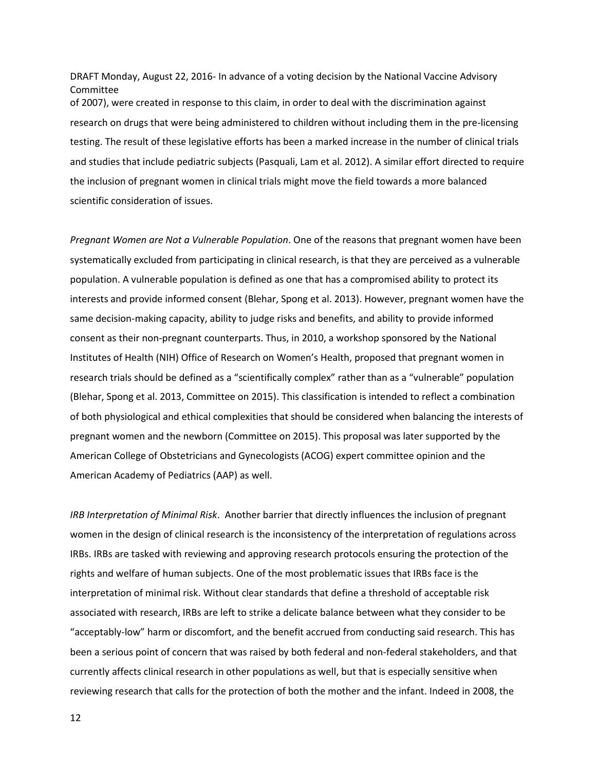of 2007), were created in response to this claim, in order to deal with the discrimination against research on drugs that were being administered to children without including them in the pre-licensing testing. The result of these legislative efforts has been a marked increase in the number of clinical trials and studies that include pediatric subjects (Pasquali, Lam et al. 2012). A similar effort directed to require the inclusion of pregnant women in clinical trials might move the field towards a more balanced scientific consideration of issues.

*Pregnant Women are Not a Vulnerable Population*. One of the reasons that pregnant women have been systematically excluded from participating in clinical research, is that they are perceived as a vulnerable population. A vulnerable population is defined as one that has a compromised ability to protect its interests and provide informed consent (Blehar, Spong et al. 2013). However, pregnant women have the same decision-making capacity, ability to judge risks and benefits, and ability to provide informed consent as their non-pregnant counterparts. Thus, in 2010, a workshop sponsored by the National Institutes of Health (NIH) Office of Research on Women's Health, proposed that pregnant women in research trials should be defined as a "scientifically complex" rather than as a "vulnerable" population (Blehar, Spong et al. 2013, Committee on 2015). This classification is intended to reflect a combination of both physiological and ethical complexities that should be considered when balancing the interests of pregnant women and the newborn (Committee on 2015). This proposal was later supported by the American College of Obstetricians and Gynecologists (ACOG) expert committee opinion and the American Academy of Pediatrics (AAP) as well.

*IRB Interpretation of Minimal Risk*. Another barrier that directly influences the inclusion of pregnant women in the design of clinical research is the inconsistency of the interpretation of regulations across IRBs. IRBs are tasked with reviewing and approving research protocols ensuring the protection of the rights and welfare of human subjects. One of the most problematic issues that IRBs face is the interpretation of minimal risk. Without clear standards that define a threshold of acceptable risk associated with research, IRBs are left to strike a delicate balance between what they consider to be "acceptably-low" harm or discomfort, and the benefit accrued from conducting said research. This has been a serious point of concern that was raised by both federal and non-federal stakeholders, and that currently affects clinical research in other populations as well, but that is especially sensitive when reviewing research that calls for the protection of both the mother and the infant. Indeed in 2008, the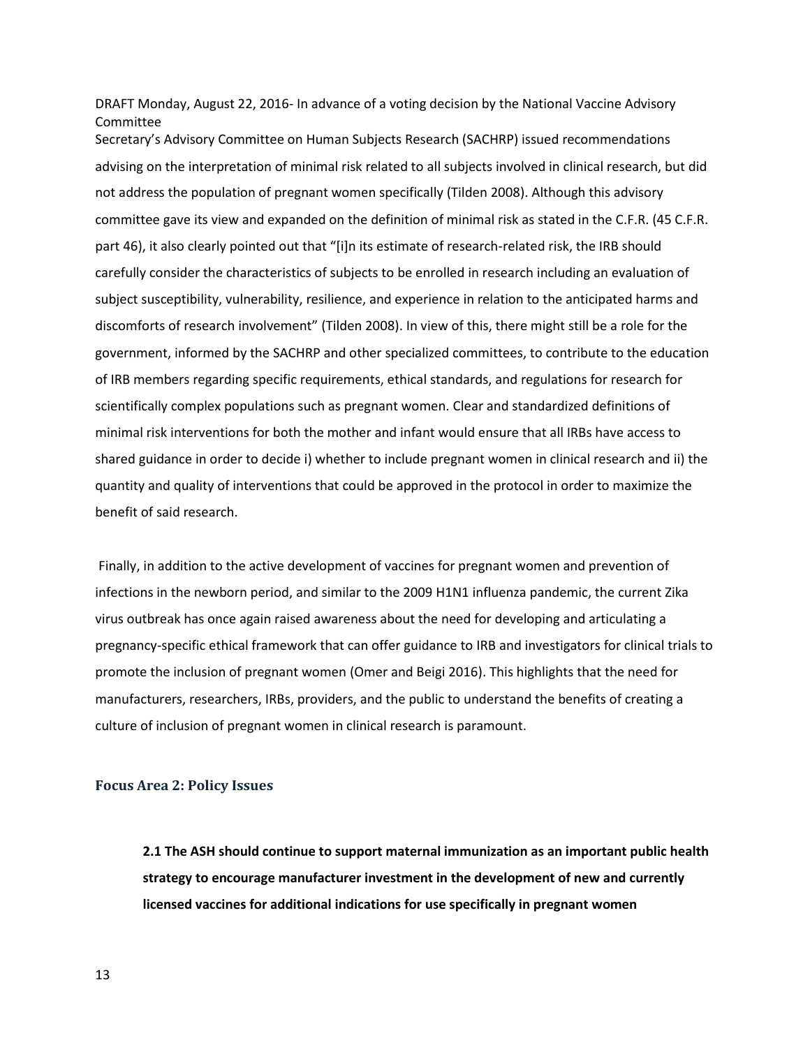Secretary's Advisory Committee on Human Subjects Research (SACHRP) issued recommendations advising on the interpretation of minimal risk related to all subjects involved in clinical research, but did not address the population of pregnant women specifically (Tilden 2008). Although this advisory committee gave its view and expanded on the definition of minimal risk as stated in the C.F.R. (45 C.F.R. part 46), it also clearly pointed out that "[i]n its estimate of research-related risk, the IRB should carefully consider the characteristics of subjects to be enrolled in research including an evaluation of subject susceptibility, vulnerability, resilience, and experience in relation to the anticipated harms and discomforts of research involvement" (Tilden 2008). In view of this, there might still be a role for the government, informed by the SACHRP and other specialized committees, to contribute to the education of IRB members regarding specific requirements, ethical standards, and regulations for research for scientifically complex populations such as pregnant women. Clear and standardized definitions of minimal risk interventions for both the mother and infant would ensure that all IRBs have access to shared guidance in order to decide i) whether to include pregnant women in clinical research and ii) the quantity and quality of interventions that could be approved in the protocol in order to maximize the benefit of said research.

Finally, in addition to the active development of vaccines for pregnant women and prevention of infections in the newborn period, and similar to the 2009 H1N1 influenza pandemic, the current Zika virus outbreak has once again raised awareness about the need for developing and articulating a pregnancy-specific ethical framework that can offer guidance to IRB and investigators for clinical trials to promote the inclusion of pregnant women (Omer and Beigi 2016). This highlights that the need for manufacturers, researchers, IRBs, providers, and the public to understand the benefits of creating a culture of inclusion of pregnant women in clinical research is paramount.

### Focus Area 2: Policy Issues

**2.1 The ASH should continue to support maternal immunization as an important public health strategy to encourage manufacturer investment in the development of new and currently licensed vaccines for additional indications for use specifically in pregnant women**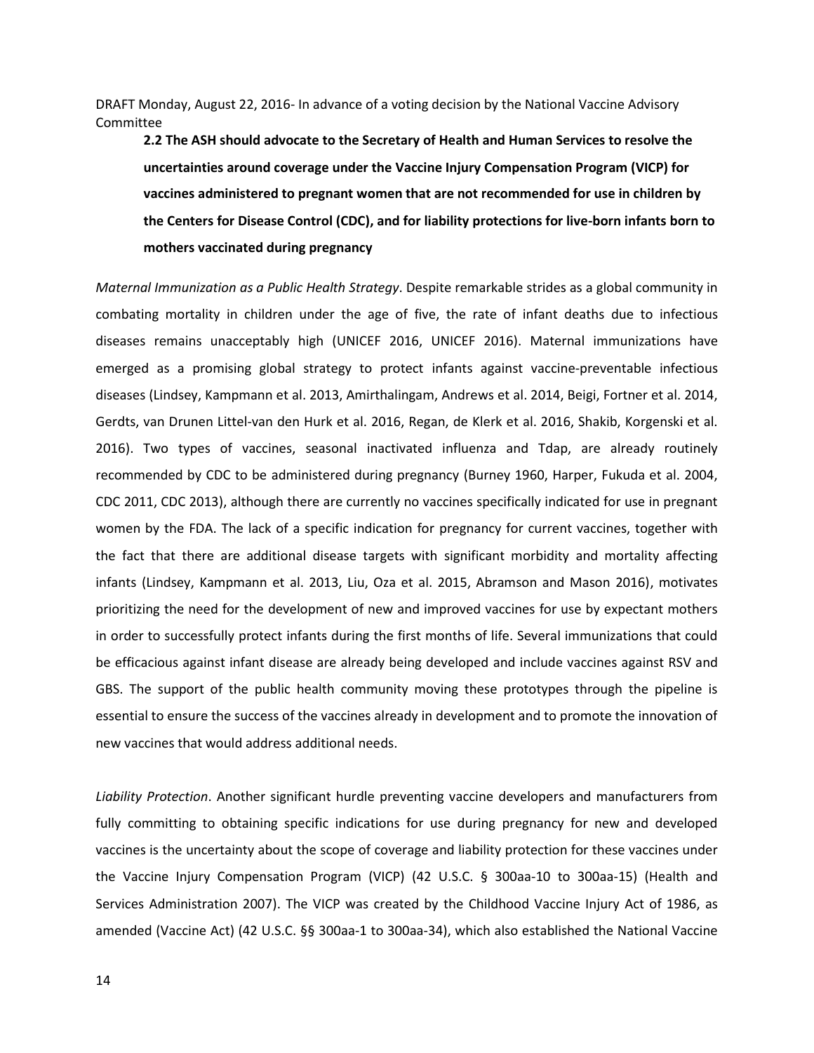DRAFT Monday, August 22, 2016- In advance of a voting decision by the National Vaccine Advisory Committee

**2.2 The ASH should advocate to the Secretary of Health and Human Services to resolve the uncertainties around coverage under the Vaccine Injury Compensation Program (VICP) for vaccines administered to pregnant women that are not recommended for use in children by the Centers for Disease Control (CDC), and for liability protections for live-born infants born to mothers vaccinated during pregnancy**

*Maternal Immunization as a Public Health Strategy*. Despite remarkable strides as a global community in combating mortality in children under the age of five, the rate of infant deaths due to infectious diseases remains unacceptably high (UNICEF 2016, UNICEF 2016). Maternal immunizations have emerged as a promising global strategy to protect infants against vaccine-preventable infectious diseases (Lindsey, Kampmann et al. 2013, Amirthalingam, Andrews et al. 2014, Beigi, Fortner et al. 2014, Gerdts, van Drunen Littel-van den Hurk et al. 2016, Regan, de Klerk et al. 2016, Shakib, Korgenski et al. 2016). Two types of vaccines, seasonal inactivated influenza and Tdap, are already routinely recommended by CDC to be administered during pregnancy (Burney 1960, Harper, Fukuda et al. 2004, CDC 2011, CDC 2013), although there are currently no vaccines specifically indicated for use in pregnant women by the FDA. The lack of a specific indication for pregnancy for current vaccines, together with the fact that there are additional disease targets with significant morbidity and mortality affecting infants (Lindsey, Kampmann et al. 2013, Liu, Oza et al. 2015, Abramson and Mason 2016), motivates prioritizing the need for the development of new and improved vaccines for use by expectant mothers in order to successfully protect infants during the first months of life. Several immunizations that could be efficacious against infant disease are already being developed and include vaccines against RSV and GBS. The support of the public health community moving these prototypes through the pipeline is essential to ensure the success of the vaccines already in development and to promote the innovation of new vaccines that would address additional needs.

*Liability Protection*. Another significant hurdle preventing vaccine developers and manufacturers from fully committing to obtaining specific indications for use during pregnancy for new and developed vaccines is the uncertainty about the scope of coverage and liability protection for these vaccines under the Vaccine Injury Compensation Program (VICP) (42 U.S.C. § 300aa-10 to 300aa-15) (Health and Services Administration 2007). The VICP was created by the Childhood Vaccine Injury Act of 1986, as amended (Vaccine Act) (42 U.S.C. §§ 300aa-1 to 300aa-34), which also established the National Vaccine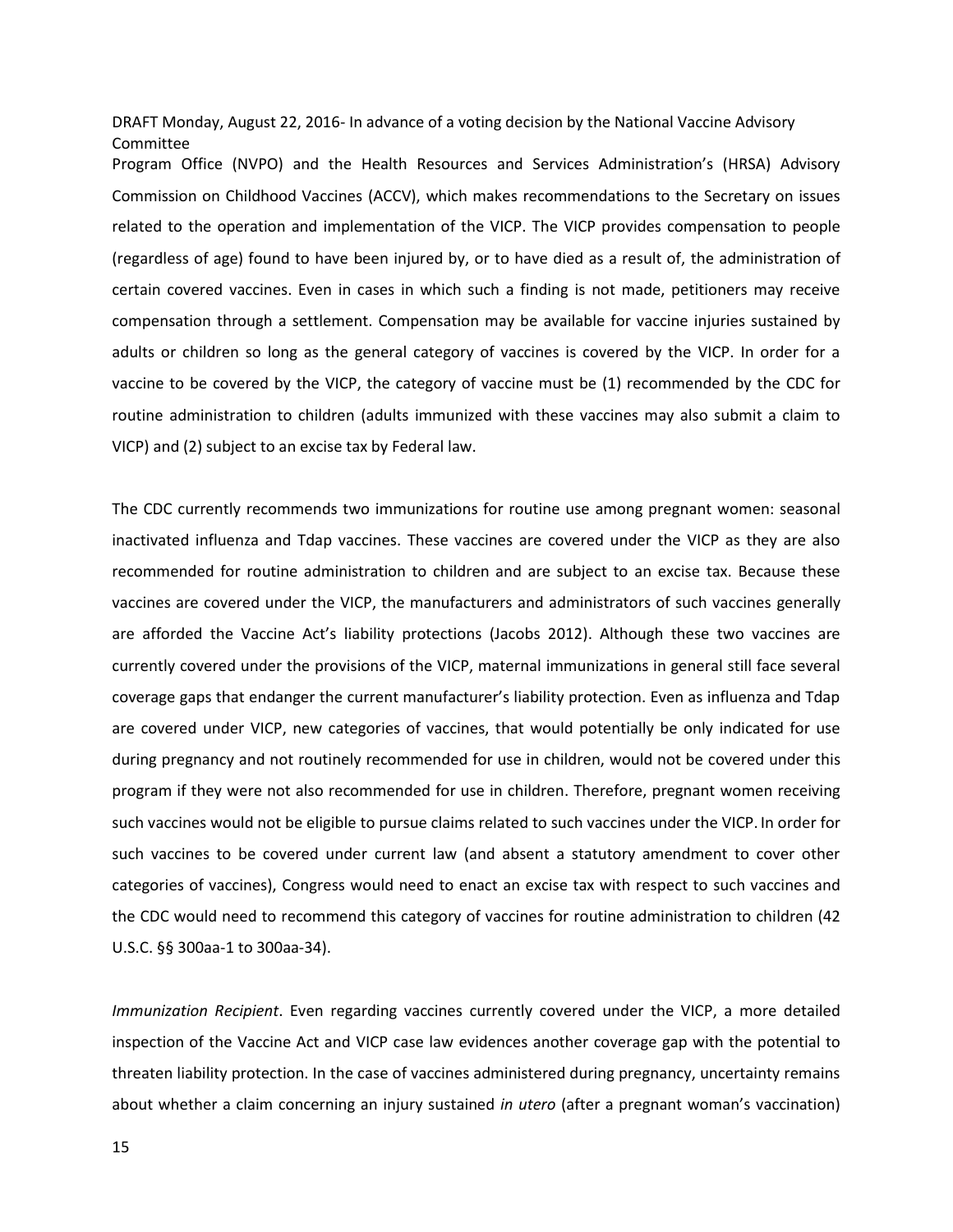Program Office (NVPO) and the Health Resources and Services Administration's (HRSA) Advisory Commission on Childhood Vaccines (ACCV), which makes recommendations to the Secretary on issues related to the operation and implementation of the VICP. The VICP provides compensation to people (regardless of age) found to have been injured by, or to have died as a result of, the administration of certain covered vaccines. Even in cases in which such a finding is not made, petitioners may receive compensation through a settlement. Compensation may be available for vaccine injuries sustained by adults or children so long as the general category of vaccines is covered by the VICP. In order for a vaccine to be covered by the VICP, the category of vaccine must be (1) recommended by the CDC for routine administration to children (adults immunized with these vaccines may also submit a claim to VICP) and (2) subject to an excise tax by Federal law.

The CDC currently recommends two immunizations for routine use among pregnant women: seasonal inactivated influenza and Tdap vaccines. These vaccines are covered under the VICP as they are also recommended for routine administration to children and are subject to an excise tax. Because these vaccines are covered under the VICP, the manufacturers and administrators of such vaccines generally are afforded the Vaccine Act's liability protections (Jacobs 2012). Although these two vaccines are currently covered under the provisions of the VICP, maternal immunizations in general still face several coverage gaps that endanger the current manufacturer's liability protection. Even as influenza and Tdap are covered under VICP, new categories of vaccines, that would potentially be only indicated for use during pregnancy and not routinely recommended for use in children, would not be covered under this program if they were not also recommended for use in children. Therefore, pregnant women receiving such vaccines would not be eligible to pursue claims related to such vaccines under the VICP. In order for such vaccines to be covered under current law (and absent a statutory amendment to cover other categories of vaccines), Congress would need to enact an excise tax with respect to such vaccines and the CDC would need to recommend this category of vaccines for routine administration to children (42 U.S.C. §§ 300aa-1 to 300aa-34).

*Immunization Recipient*. Even regarding vaccines currently covered under the VICP, a more detailed inspection of the Vaccine Act and VICP case law evidences another coverage gap with the potential to threaten liability protection. In the case of vaccines administered during pregnancy, uncertainty remains about whether a claim concerning an injury sustained *in utero* (after a pregnant woman's vaccination)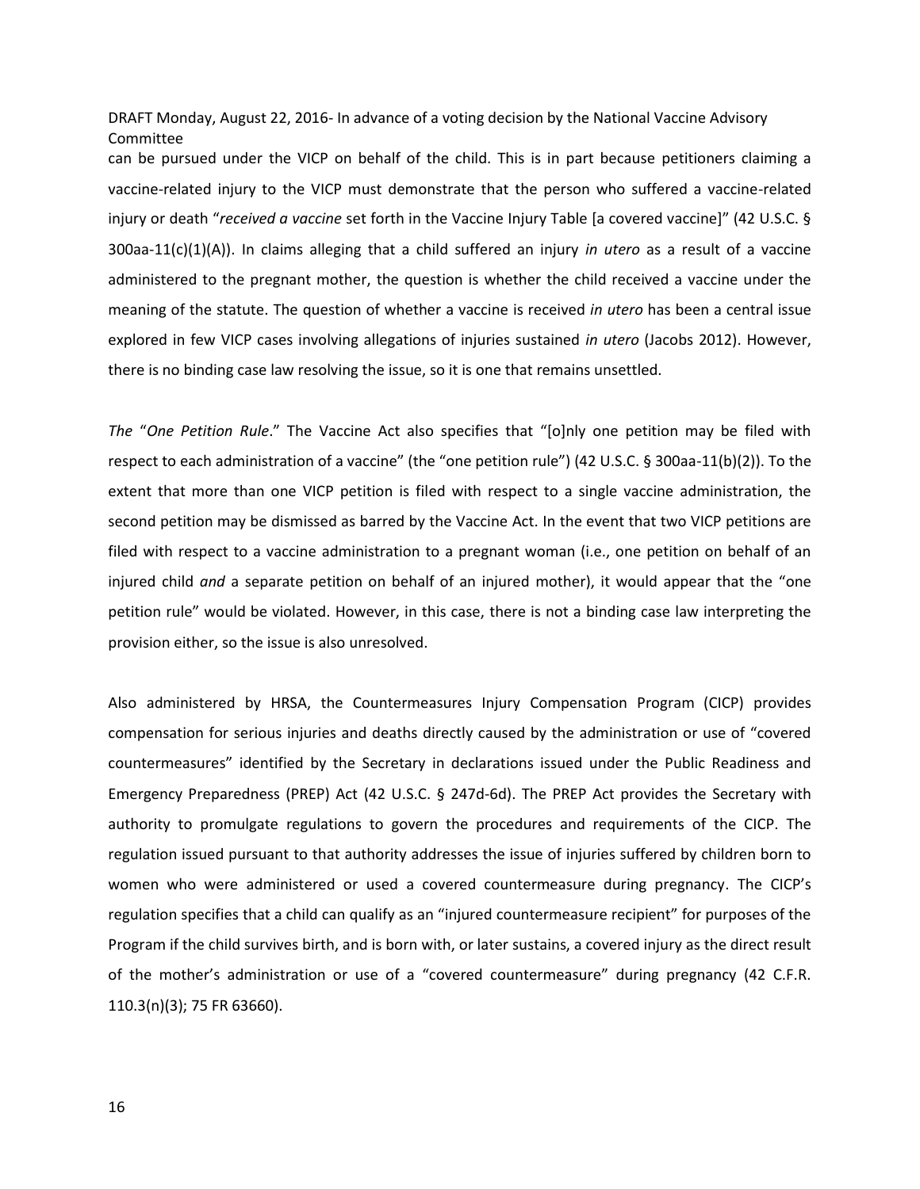can be pursued under the VICP on behalf of the child. This is in part because petitioners claiming a vaccine-related injury to the VICP must demonstrate that the person who suffered a vaccine-related injury or death "*received a vaccine* set forth in the Vaccine Injury Table [a covered vaccine]" (42 U.S.C. § 300aa-11(c)(1)(A)). In claims alleging that a child suffered an injury *in utero* as a result of a vaccine administered to the pregnant mother, the question is whether the child received a vaccine under the meaning of the statute. The question of whether a vaccine is received *in utero* has been a central issue explored in few VICP cases involving allegations of injuries sustained *in utero* (Jacobs 2012). However, there is no binding case law resolving the issue, so it is one that remains unsettled.

*The* "*One Petition Rule*." The Vaccine Act also specifies that "[o]nly one petition may be filed with respect to each administration of a vaccine" (the "one petition rule") (42 U.S.C. § 300aa-11(b)(2)). To the extent that more than one VICP petition is filed with respect to a single vaccine administration, the second petition may be dismissed as barred by the Vaccine Act. In the event that two VICP petitions are filed with respect to a vaccine administration to a pregnant woman (i.e., one petition on behalf of an injured child *and* a separate petition on behalf of an injured mother), it would appear that the "one petition rule" would be violated. However, in this case, there is not a binding case law interpreting the provision either, so the issue is also unresolved.

Also administered by HRSA, the Countermeasures Injury Compensation Program (CICP) provides compensation for serious injuries and deaths directly caused by the administration or use of "covered countermeasures" identified by the Secretary in declarations issued under the Public Readiness and Emergency Preparedness (PREP) Act (42 U.S.C. § 247d-6d). The PREP Act provides the Secretary with authority to promulgate regulations to govern the procedures and requirements of the CICP. The regulation issued pursuant to that authority addresses the issue of injuries suffered by children born to women who were administered or used a covered countermeasure during pregnancy. The CICP's regulation specifies that a child can qualify as an "injured countermeasure recipient" for purposes of the Program if the child survives birth, and is born with, or later sustains, a covered injury as the direct result of the mother's administration or use of a "covered countermeasure" during pregnancy (42 C.F.R. 110.3(n)(3); 75 FR 63660).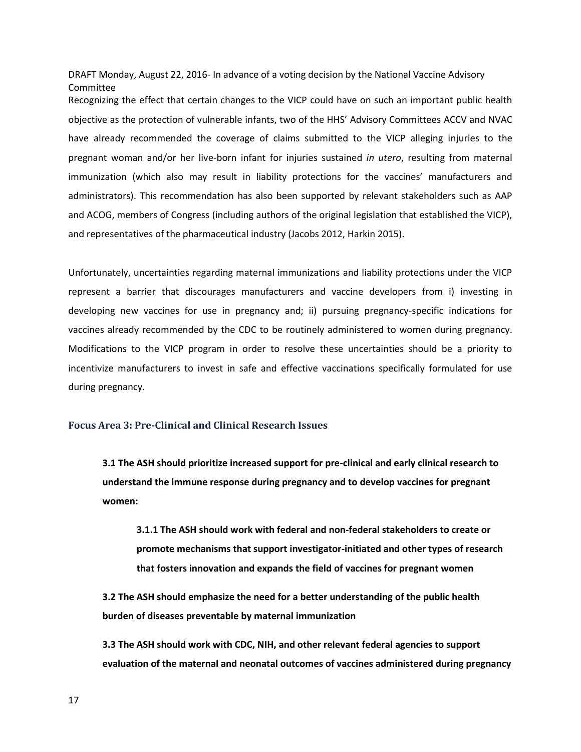Recognizing the effect that certain changes to the VICP could have on such an important public health objective as the protection of vulnerable infants, two of the HHS' Advisory Committees ACCV and NVAC have already recommended the coverage of claims submitted to the VICP alleging injuries to the pregnant woman and/or her live-born infant for injuries sustained *in utero*, resulting from maternal immunization (which also may result in liability protections for the vaccines' manufacturers and administrators). This recommendation has also been supported by relevant stakeholders such as AAP and ACOG, members of Congress (including authors of the original legislation that established the VICP), and representatives of the pharmaceutical industry (Jacobs 2012, Harkin 2015).

Unfortunately, uncertainties regarding maternal immunizations and liability protections under the VICP represent a barrier that discourages manufacturers and vaccine developers from i) investing in developing new vaccines for use in pregnancy and; ii) pursuing pregnancy-specific indications for vaccines already recommended by the CDC to be routinely administered to women during pregnancy. Modifications to the VICP program in order to resolve these uncertainties should be a priority to incentivize manufacturers to invest in safe and effective vaccinations specifically formulated for use during pregnancy.

### Focus Area 3: Pre-Clinical and Clinical Research Issues

**3.1 The ASH should prioritize increased support for pre-clinical and early clinical research to understand the immune response during pregnancy and to develop vaccines for pregnant women:**

**3.1.1 The ASH should work with federal and non-federal stakeholders to create or promote mechanisms that support investigator-initiated and other types of research that fosters innovation and expands the field of vaccines for pregnant women**

**3.2 The ASH should emphasize the need for a better understanding of the public health burden of diseases preventable by maternal immunization**

**3.3 The ASH should work with CDC, NIH, and other relevant federal agencies to support evaluation of the maternal and neonatal outcomes of vaccines administered during pregnancy**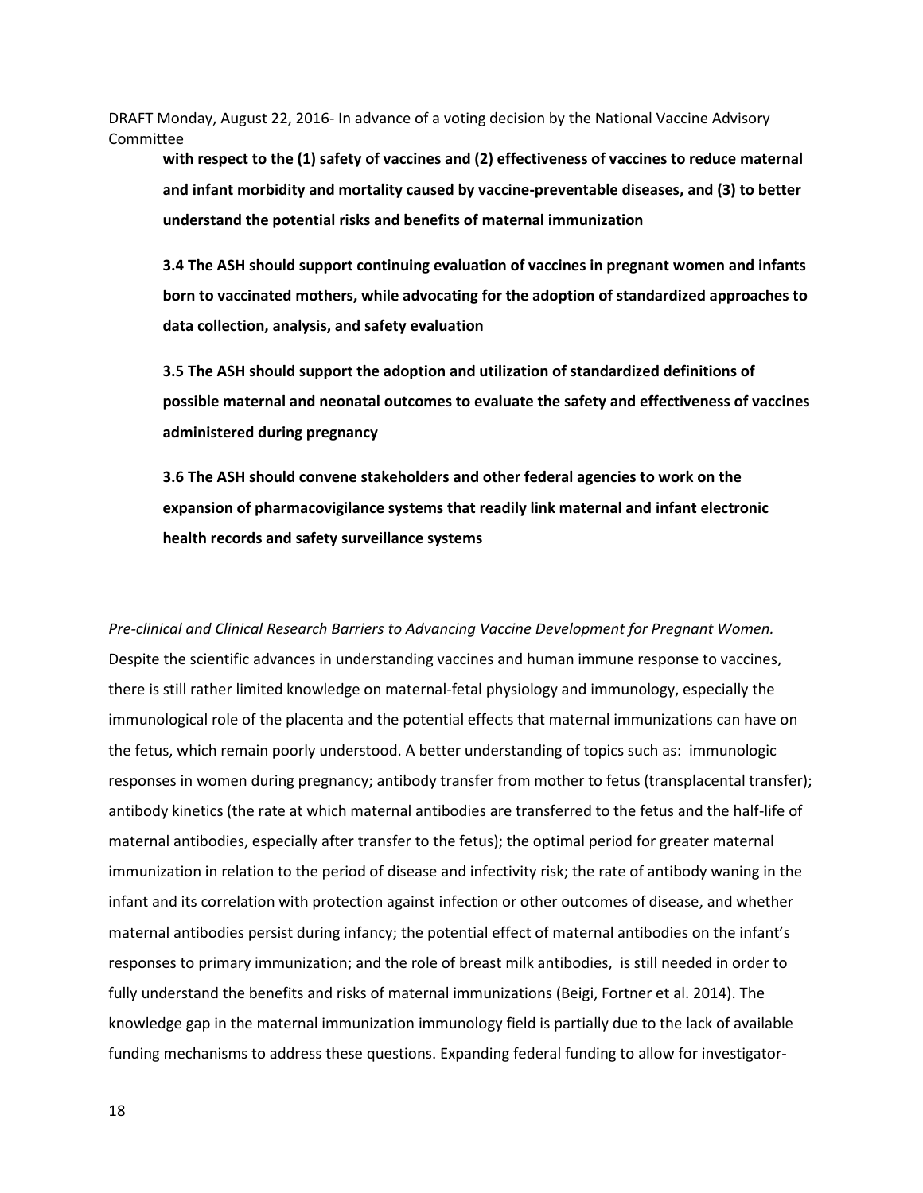**with respect to the (1) safety of vaccines and (2) effectiveness of vaccines to reduce maternal and infant morbidity and mortality caused by vaccine-preventable diseases, and (3) to better understand the potential risks and benefits of maternal immunization**

**3.4 The ASH should support continuing evaluation of vaccines in pregnant women and infants born to vaccinated mothers, while advocating for the adoption of standardized approaches to data collection, analysis, and safety evaluation**

**3.5 The ASH should support the adoption and utilization of standardized definitions of possible maternal and neonatal outcomes to evaluate the safety and effectiveness of vaccines administered during pregnancy**

**3.6 The ASH should convene stakeholders and other federal agencies to work on the expansion of pharmacovigilance systems that readily link maternal and infant electronic health records and safety surveillance systems**

*Pre-clinical and Clinical Research Barriers to Advancing Vaccine Development for Pregnant Women.* Despite the scientific advances in understanding vaccines and human immune response to vaccines, there is still rather limited knowledge on maternal-fetal physiology and immunology, especially the immunological role of the placenta and the potential effects that maternal immunizations can have on the fetus, which remain poorly understood. A better understanding of topics such as: immunologic responses in women during pregnancy; antibody transfer from mother to fetus (transplacental transfer); antibody kinetics (the rate at which maternal antibodies are transferred to the fetus and the half-life of maternal antibodies, especially after transfer to the fetus); the optimal period for greater maternal immunization in relation to the period of disease and infectivity risk; the rate of antibody waning in the infant and its correlation with protection against infection or other outcomes of disease, and whether maternal antibodies persist during infancy; the potential effect of maternal antibodies on the infant's responses to primary immunization; and the role of breast milk antibodies, is still needed in order to fully understand the benefits and risks of maternal immunizations (Beigi, Fortner et al. 2014). The knowledge gap in the maternal immunization immunology field is partially due to the lack of available funding mechanisms to address these questions. Expanding federal funding to allow for investigator-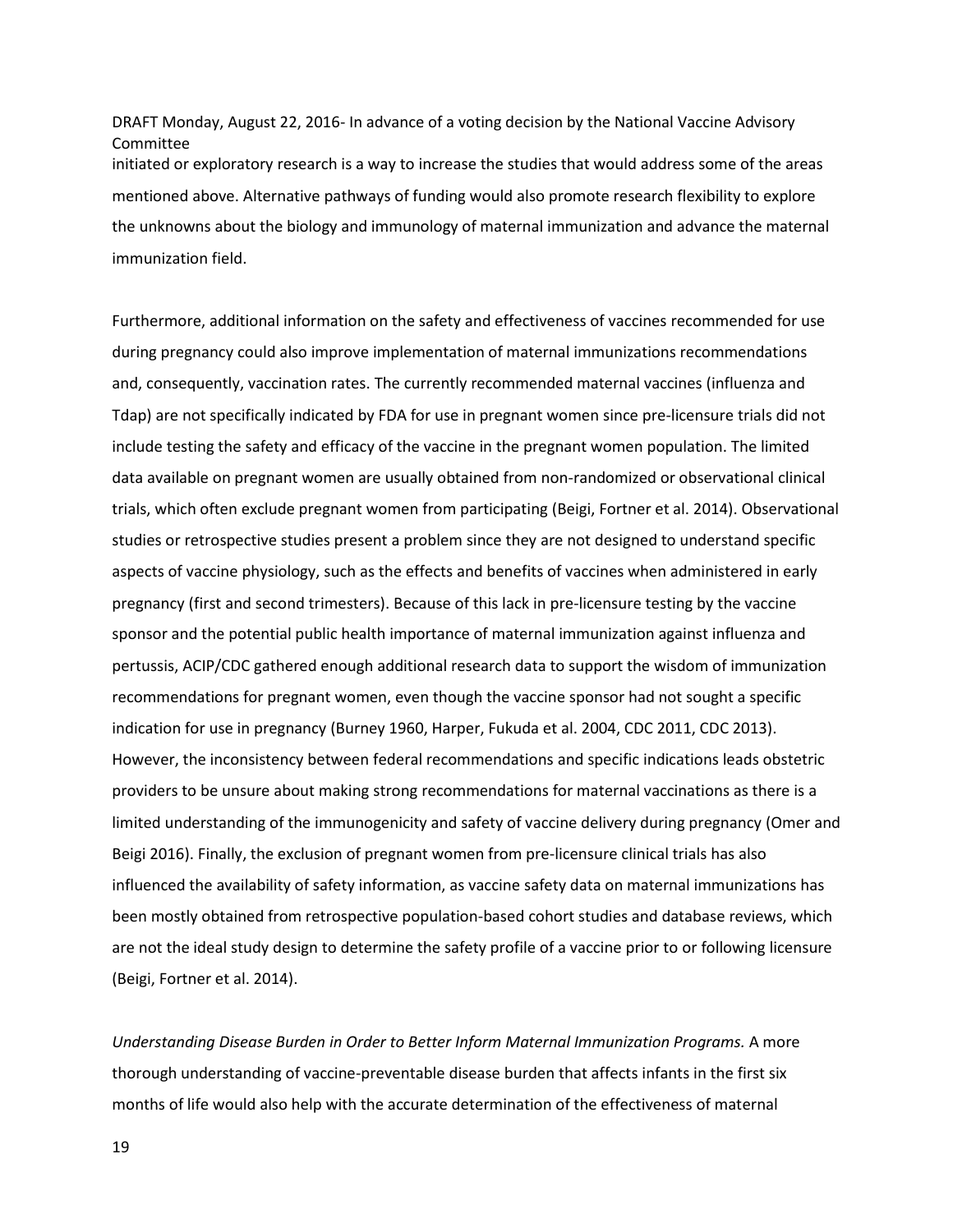initiated or exploratory research is a way to increase the studies that would address some of the areas mentioned above. Alternative pathways of funding would also promote research flexibility to explore the unknowns about the biology and immunology of maternal immunization and advance the maternal immunization field.

Furthermore, additional information on the safety and effectiveness of vaccines recommended for use during pregnancy could also improve implementation of maternal immunizations recommendations and, consequently, vaccination rates. The currently recommended maternal vaccines (influenza and Tdap) are not specifically indicated by FDA for use in pregnant women since pre-licensure trials did not include testing the safety and efficacy of the vaccine in the pregnant women population. The limited data available on pregnant women are usually obtained from non-randomized or observational clinical trials, which often exclude pregnant women from participating (Beigi, Fortner et al. 2014). Observational studies or retrospective studies present a problem since they are not designed to understand specific aspects of vaccine physiology, such as the effects and benefits of vaccines when administered in early pregnancy (first and second trimesters). Because of this lack in pre-licensure testing by the vaccine sponsor and the potential public health importance of maternal immunization against influenza and pertussis, ACIP/CDC gathered enough additional research data to support the wisdom of immunization recommendations for pregnant women, even though the vaccine sponsor had not sought a specific indication for use in pregnancy (Burney 1960, Harper, Fukuda et al. 2004, CDC 2011, CDC 2013). However, the inconsistency between federal recommendations and specific indications leads obstetric providers to be unsure about making strong recommendations for maternal vaccinations as there is a limited understanding of the immunogenicity and safety of vaccine delivery during pregnancy (Omer and Beigi 2016). Finally, the exclusion of pregnant women from pre-licensure clinical trials has also influenced the availability of safety information, as vaccine safety data on maternal immunizations has been mostly obtained from retrospective population-based cohort studies and database reviews, which are not the ideal study design to determine the safety profile of a vaccine prior to or following licensure (Beigi, Fortner et al. 2014).

*Understanding Disease Burden in Order to Better Inform Maternal Immunization Programs.* A more thorough understanding of vaccine-preventable disease burden that affects infants in the first six months of life would also help with the accurate determination of the effectiveness of maternal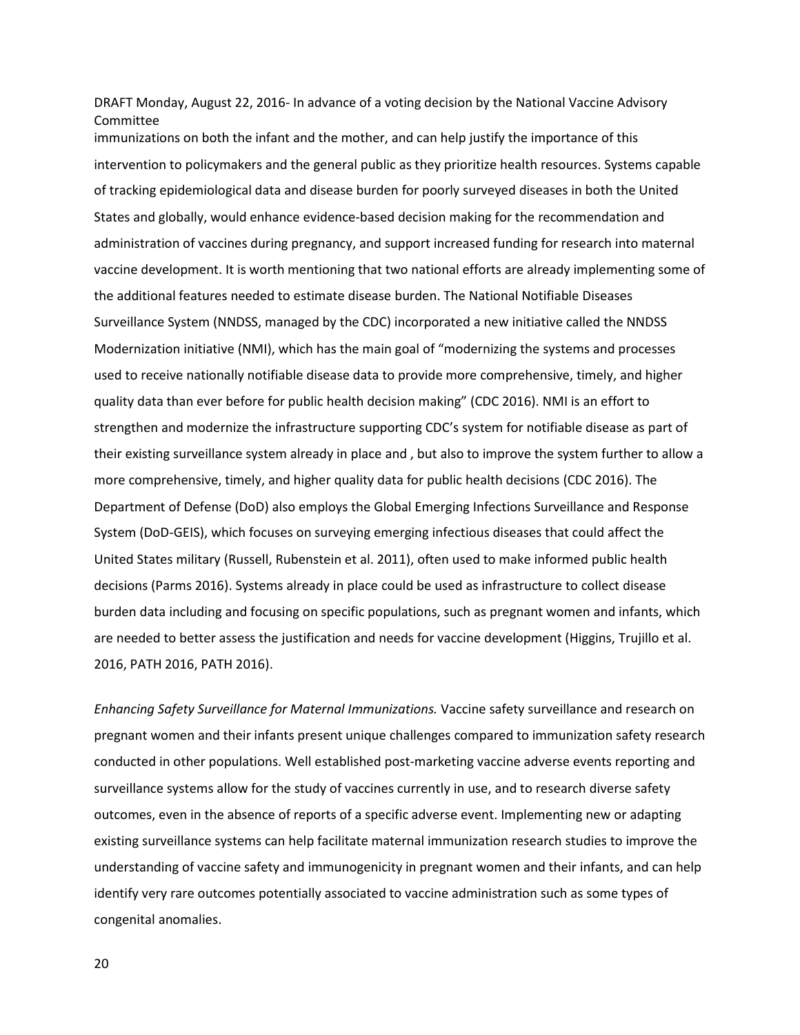immunizations on both the infant and the mother, and can help justify the importance of this intervention to policymakers and the general public as they prioritize health resources. Systems capable of tracking epidemiological data and disease burden for poorly surveyed diseases in both the United States and globally, would enhance evidence-based decision making for the recommendation and administration of vaccines during pregnancy, and support increased funding for research into maternal vaccine development. It is worth mentioning that two national efforts are already implementing some of the additional features needed to estimate disease burden. The National Notifiable Diseases Surveillance System (NNDSS, managed by the CDC) incorporated a new initiative called the NNDSS Modernization initiative (NMI), which has the main goal of "modernizing the systems and processes used to receive nationally notifiable disease data to provide more comprehensive, timely, and higher quality data than ever before for public health decision making" (CDC 2016). NMI is an effort to strengthen and modernize the infrastructure supporting CDC's system for notifiable disease as part of their existing surveillance system already in place and , but also to improve the system further to allow a more comprehensive, timely, and higher quality data for public health decisions (CDC 2016). The Department of Defense (DoD) also employs the Global Emerging Infections Surveillance and Response System (DoD-GEIS), which focuses on surveying emerging infectious diseases that could affect the United States military (Russell, Rubenstein et al. 2011), often used to make informed public health decisions (Parms 2016). Systems already in place could be used as infrastructure to collect disease burden data including and focusing on specific populations, such as pregnant women and infants, which are needed to better assess the justification and needs for vaccine development (Higgins, Trujillo et al. 2016, PATH 2016, PATH 2016).

*Enhancing Safety Surveillance for Maternal Immunizations.* Vaccine safety surveillance and research on pregnant women and their infants present unique challenges compared to immunization safety research conducted in other populations. Well established post-marketing vaccine adverse events reporting and surveillance systems allow for the study of vaccines currently in use, and to research diverse safety outcomes, even in the absence of reports of a specific adverse event. Implementing new or adapting existing surveillance systems can help facilitate maternal immunization research studies to improve the understanding of vaccine safety and immunogenicity in pregnant women and their infants, and can help identify very rare outcomes potentially associated to vaccine administration such as some types of congenital anomalies.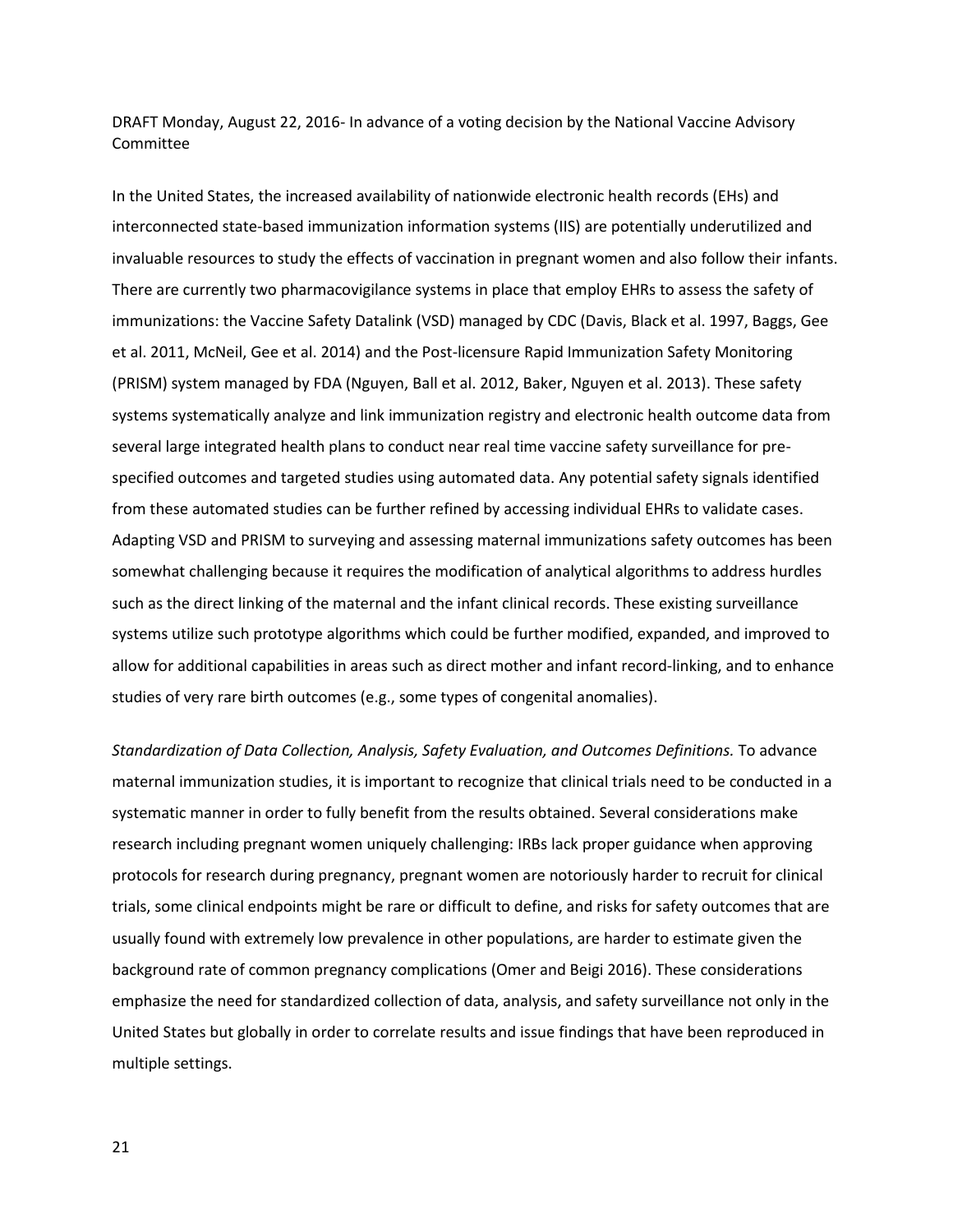DRAFT Monday, August 22, 2016- In advance of a voting decision by the National Vaccine Advisory Committee

In the United States, the increased availability of nationwide electronic health records (EHs) and interconnected state-based immunization information systems (IIS) are potentially underutilized and invaluable resources to study the effects of vaccination in pregnant women and also follow their infants. There are currently two pharmacovigilance systems in place that employ EHRs to assess the safety of immunizations: the Vaccine Safety Datalink (VSD) managed by CDC (Davis, Black et al. 1997, Baggs, Gee et al. 2011, McNeil, Gee et al. 2014) and the Post-licensure Rapid Immunization Safety Monitoring (PRISM) system managed by FDA (Nguyen, Ball et al. 2012, Baker, Nguyen et al. 2013). These safety systems systematically analyze and link immunization registry and electronic health outcome data from several large integrated health plans to conduct near real time vaccine safety surveillance for pre-specified outcomes and targeted studies using automated data. Any potential safety signals identified from these automated studies can be further refined by accessing individual EHRs to validate cases. Adapting VSD and PRISM to surveying and assessing maternal immunizations safety outcomes has been somewhat challenging because it requires the modification of analytical algorithms to address hurdles such as the direct linking of the maternal and the infant clinical records. These existing surveillance systems utilize such prototype algorithms which could be further modified, expanded, and improved to allow for additional capabilities in areas such as direct mother and infant record-linking, and to enhance studies of very rare birth outcomes (e.g., some types of congenital anomalies).

*Standardization of Data Collection, Analysis, Safety Evaluation, and Outcomes Definitions.* To advance maternal immunization studies, it is important to recognize that clinical trials need to be conducted in a systematic manner in order to fully benefit from the results obtained. Several considerations make research including pregnant women uniquely challenging: IRBs lack proper guidance when approving protocols for research during pregnancy, pregnant women are notoriously harder to recruit for clinical trials, some clinical endpoints might be rare or difficult to define, and risks for safety outcomes that are usually found with extremely low prevalence in other populations, are harder to estimate given the background rate of common pregnancy complications (Omer and Beigi 2016). These considerations emphasize the need for standardized collection of data, analysis, and safety surveillance not only in the United States but globally in order to correlate results and issue findings that have been reproduced in multiple settings.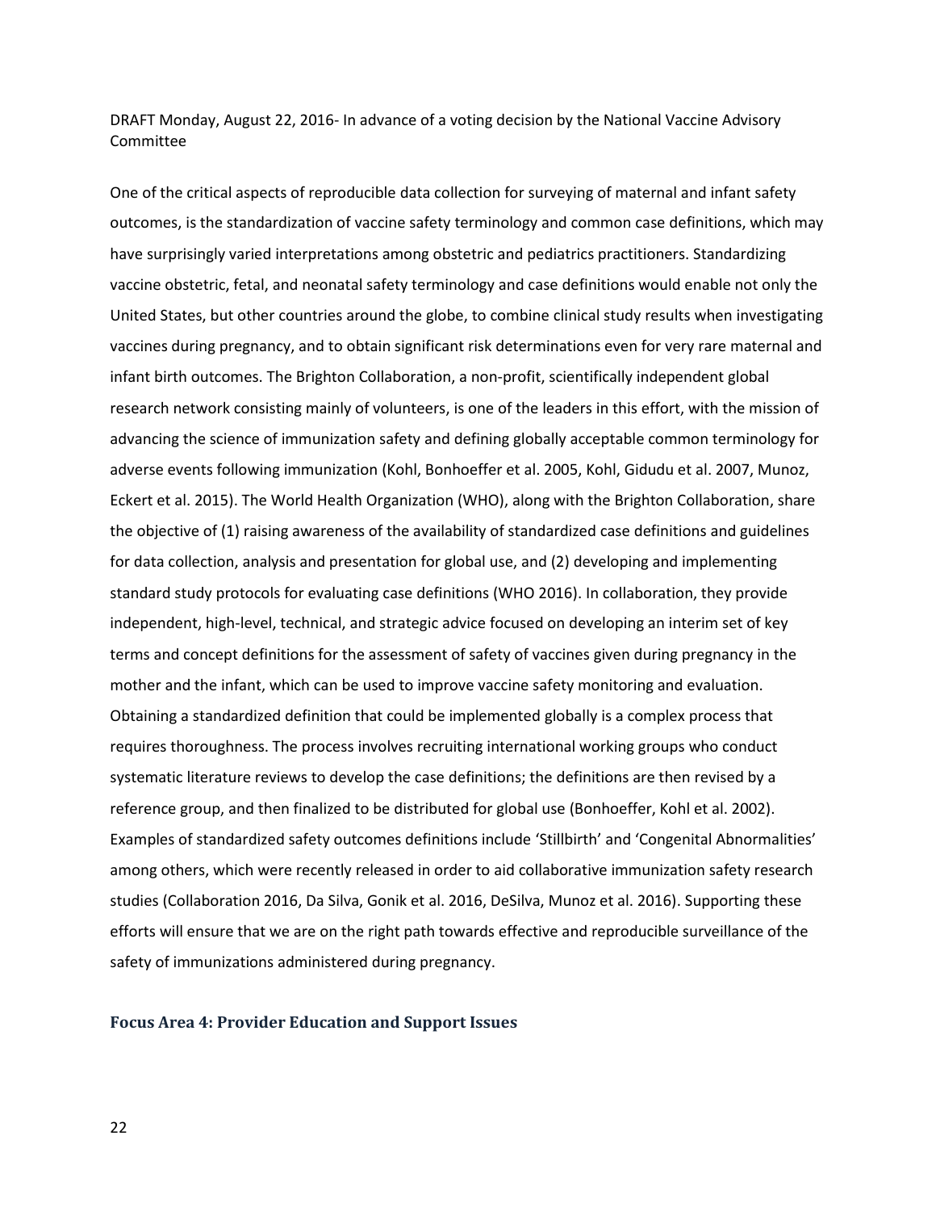One of the critical aspects of reproducible data collection for surveying of maternal and infant safety outcomes, is the standardization of vaccine safety terminology and common case definitions, which may have surprisingly varied interpretations among obstetric and pediatrics practitioners. Standardizing vaccine obstetric, fetal, and neonatal safety terminology and case definitions would enable not only the United States, but other countries around the globe, to combine clinical study results when investigating vaccines during pregnancy, and to obtain significant risk determinations even for very rare maternal and infant birth outcomes. The Brighton Collaboration, a non-profit, scientifically independent global research network consisting mainly of volunteers, is one of the leaders in this effort, with the mission of advancing the science of immunization safety and defining globally acceptable common terminology for adverse events following immunization (Kohl, Bonhoeffer et al. 2005, Kohl, Gidudu et al. 2007, Munoz, Eckert et al. 2015). The World Health Organization (WHO), along with the Brighton Collaboration, share the objective of (1) raising awareness of the availability of standardized case definitions and guidelines for data collection, analysis and presentation for global use, and (2) developing and implementing standard study protocols for evaluating case definitions (WHO 2016). In collaboration, they provide independent, high-level, technical, and strategic advice focused on developing an interim set of key terms and concept definitions for the assessment of safety of vaccines given during pregnancy in the mother and the infant, which can be used to improve vaccine safety monitoring and evaluation. Obtaining a standardized definition that could be implemented globally is a complex process that requires thoroughness. The process involves recruiting international working groups who conduct systematic literature reviews to develop the case definitions; the definitions are then revised by a reference group, and then finalized to be distributed for global use (Bonhoeffer, Kohl et al. 2002). Examples of standardized safety outcomes definitions include 'Stillbirth' and 'Congenital Abnormalities' among others, which were recently released in order to aid collaborative immunization safety research studies (Collaboration 2016, Da Silva, Gonik et al. 2016, DeSilva, Munoz et al. 2016). Supporting these efforts will ensure that we are on the right path towards effective and reproducible surveillance of the safety of immunizations administered during pregnancy.

### Focus Area 4: Provider Education and Support Issues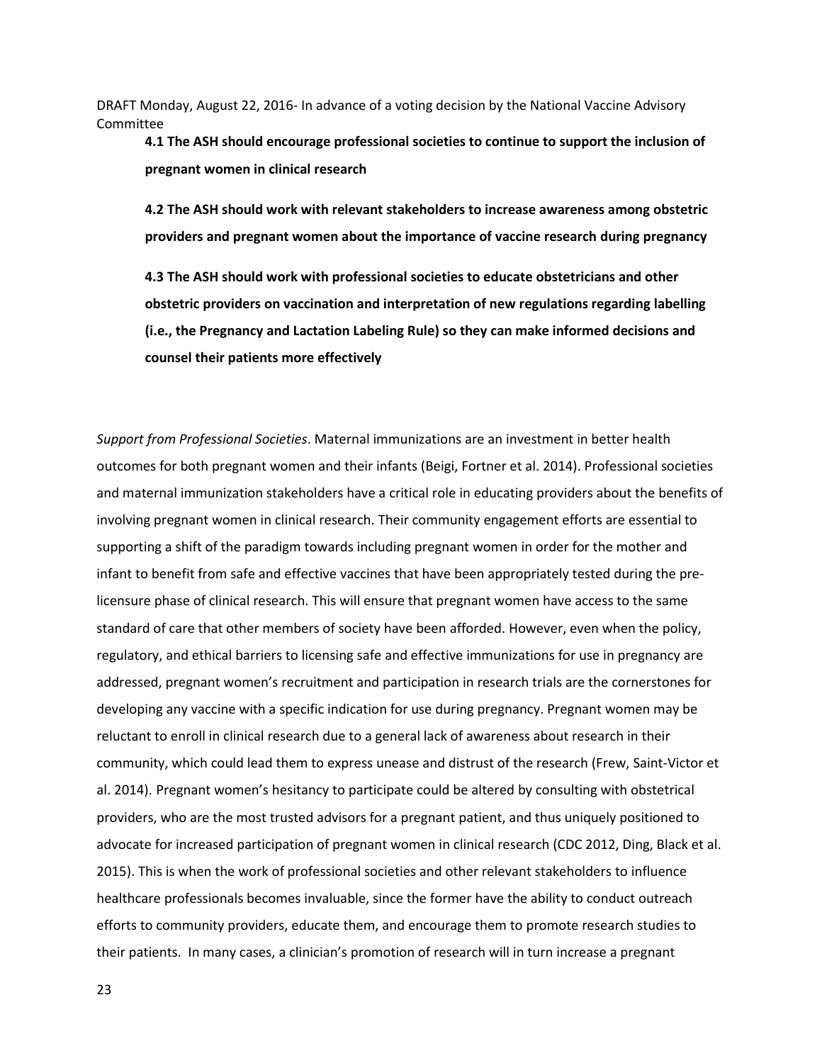**4.1 The ASH should encourage professional societies to continue to support the inclusion of pregnant women in clinical research**

**4.2 The ASH should work with relevant stakeholders to increase awareness among obstetric providers and pregnant women about the importance of vaccine research during pregnancy**

**4.3 The ASH should work with professional societies to educate obstetricians and other obstetric providers on vaccination and interpretation of new regulations regarding labelling (i.e., the Pregnancy and Lactation Labeling Rule) so they can make informed decisions and counsel their patients more effectively**

*Support from Professional Societies*. Maternal immunizations are an investment in better health outcomes for both pregnant women and their infants (Beigi, Fortner et al. 2014). Professional societies and maternal immunization stakeholders have a critical role in educating providers about the benefits of involving pregnant women in clinical research. Their community engagement efforts are essential to supporting a shift of the paradigm towards including pregnant women in order for the mother and infant to benefit from safe and effective vaccines that have been appropriately tested during the pre-licensure phase of clinical research. This will ensure that pregnant women have access to the same standard of care that other members of society have been afforded. However, even when the policy, regulatory, and ethical barriers to licensing safe and effective immunizations for use in pregnancy are addressed, pregnant women's recruitment and participation in research trials are the cornerstones for developing any vaccine with a specific indication for use during pregnancy. Pregnant women may be reluctant to enroll in clinical research due to a general lack of awareness about research in their community, which could lead them to express unease and distrust of the research (Frew, Saint-Victor et al. 2014). Pregnant women's hesitancy to participate could be altered by consulting with obstetrical providers, who are the most trusted advisors for a pregnant patient, and thus uniquely positioned to advocate for increased participation of pregnant women in clinical research (CDC 2012, Ding, Black et al. 2015). This is when the work of professional societies and other relevant stakeholders to influence healthcare professionals becomes invaluable, since the former have the ability to conduct outreach efforts to community providers, educate them, and encourage them to promote research studies to their patients. In many cases, a clinician's promotion of research will in turn increase a pregnant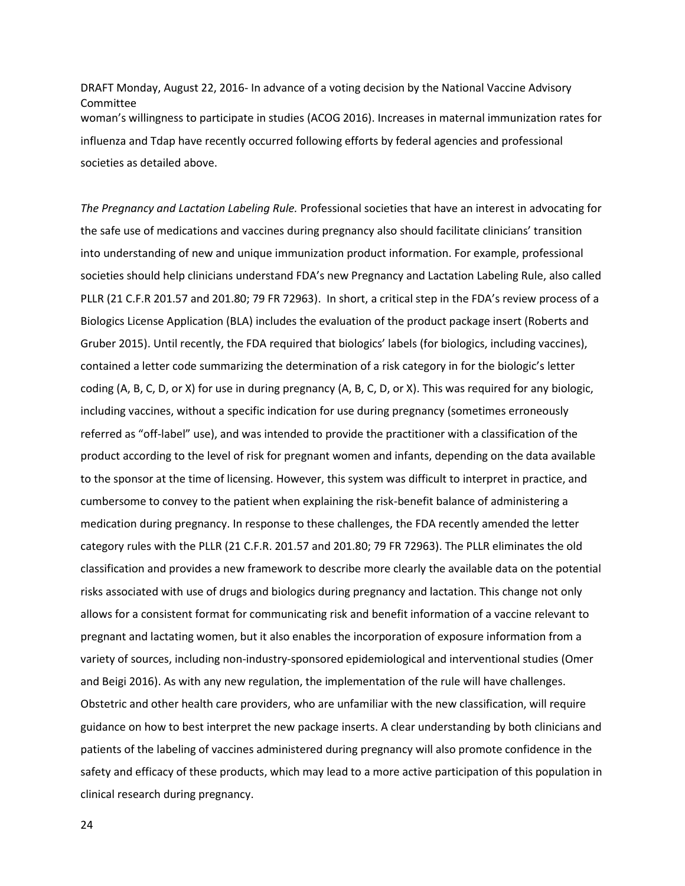woman's willingness to participate in studies (ACOG 2016). Increases in maternal immunization rates for influenza and Tdap have recently occurred following efforts by federal agencies and professional societies as detailed above.

*The Pregnancy and Lactation Labeling Rule.* Professional societies that have an interest in advocating for the safe use of medications and vaccines during pregnancy also should facilitate clinicians' transition into understanding of new and unique immunization product information. For example, professional societies should help clinicians understand FDA's new Pregnancy and Lactation Labeling Rule, also called PLLR (21 C.F.R 201.57 and 201.80; 79 FR 72963). In short, a critical step in the FDA's review process of a Biologics License Application (BLA) includes the evaluation of the product package insert (Roberts and Gruber 2015). Until recently, the FDA required that biologics' labels (for biologics, including vaccines), contained a letter code summarizing the determination of a risk category in for the biologic's letter coding (A, B, C, D, or X) for use in during pregnancy (A, B, C, D, or X). This was required for any biologic, including vaccines, without a specific indication for use during pregnancy (sometimes erroneously referred as "off-label" use), and was intended to provide the practitioner with a classification of the product according to the level of risk for pregnant women and infants, depending on the data available to the sponsor at the time of licensing. However, this system was difficult to interpret in practice, and cumbersome to convey to the patient when explaining the risk-benefit balance of administering a medication during pregnancy. In response to these challenges, the FDA recently amended the letter category rules with the PLLR (21 C.F.R. 201.57 and 201.80; 79 FR 72963). The PLLR eliminates the old classification and provides a new framework to describe more clearly the available data on the potential risks associated with use of drugs and biologics during pregnancy and lactation. This change not only allows for a consistent format for communicating risk and benefit information of a vaccine relevant to pregnant and lactating women, but it also enables the incorporation of exposure information from a variety of sources, including non-industry-sponsored epidemiological and interventional studies (Omer and Beigi 2016). As with any new regulation, the implementation of the rule will have challenges. Obstetric and other health care providers, who are unfamiliar with the new classification, will require guidance on how to best interpret the new package inserts. A clear understanding by both clinicians and patients of the labeling of vaccines administered during pregnancy will also promote confidence in the safety and efficacy of these products, which may lead to a more active participation of this population in clinical research during pregnancy.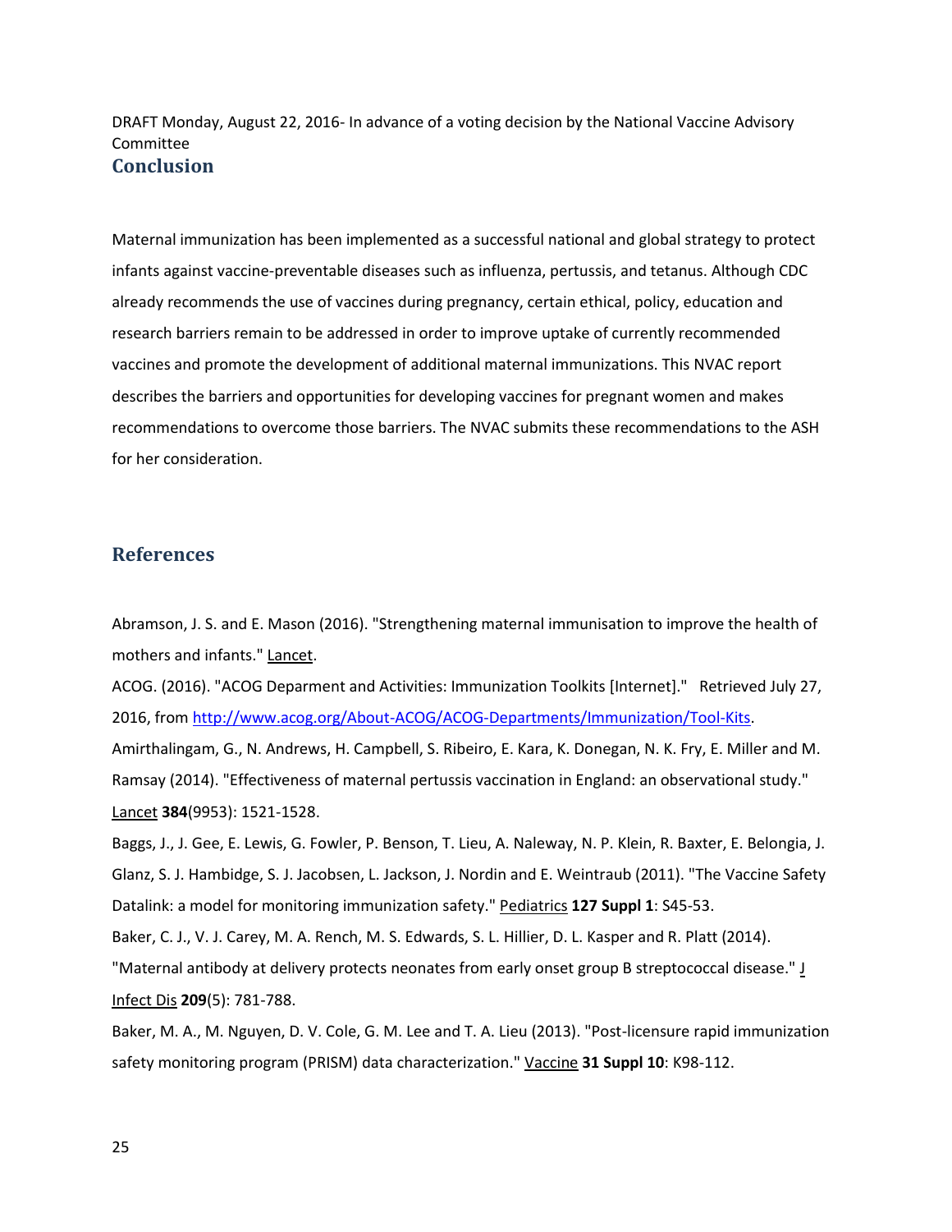DRAFT Monday, August 22, 2016- In advance of a voting decision by the National Vaccine Advisory Committee

## Conclusion

Maternal immunization has been implemented as a successful national and global strategy to protect infants against vaccine-preventable diseases such as influenza, pertussis, and tetanus. Although CDC already recommends the use of vaccines during pregnancy, certain ethical, policy, education and research barriers remain to be addressed in order to improve uptake of currently recommended vaccines and promote the development of additional maternal immunizations. This NVAC report describes the barriers and opportunities for developing vaccines for pregnant women and makes recommendations to overcome those barriers. The NVAC submits these recommendations to the ASH for her consideration.

## References

Abramson, J. S. and E. Mason (2016). "Strengthening maternal immunisation to improve the health of mothers and infants." Lancet.

ACOG. (2016). "ACOG Deparment and Activities: Immunization Toolkits [Internet]." Retrieved July 27, 2016, from http://www.acog.org/About-ACOG/ACOG-Departments/Immunization/Tool-Kits.

Amirthalingam, G., N. Andrews, H. Campbell, S. Ribeiro, E. Kara, K. Donegan, N. K. Fry, E. Miller and M. Ramsay (2014). "Effectiveness of maternal pertussis vaccination in England: an observational study." Lancet **384**(9953): 1521-1528.

Baggs, J., J. Gee, E. Lewis, G. Fowler, P. Benson, T. Lieu, A. Naleway, N. P. Klein, R. Baxter, E. Belongia, J. Glanz, S. J. Hambidge, S. J. Jacobsen, L. Jackson, J. Nordin and E. Weintraub (2011). "The Vaccine Safety Datalink: a model for monitoring immunization safety." Pediatrics **127 Suppl 1**: S45-53.

Baker, C. J., V. J. Carey, M. A. Rench, M. S. Edwards, S. L. Hillier, D. L. Kasper and R. Platt (2014). "Maternal antibody at delivery protects neonates from early onset group B streptococcal disease." J Infect Dis **209**(5): 781-788.

Baker, M. A., M. Nguyen, D. V. Cole, G. M. Lee and T. A. Lieu (2013). "Post-licensure rapid immunization safety monitoring program (PRISM) data characterization." Vaccine **31 Suppl 10**: K98-112.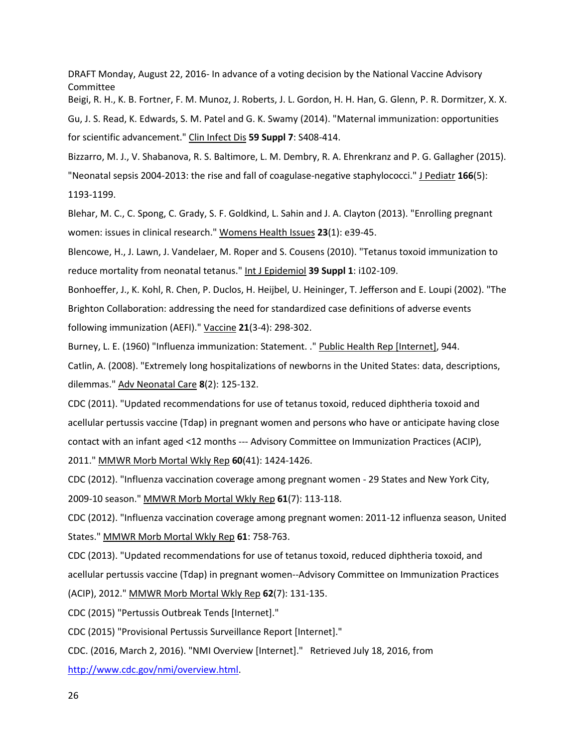DRAFT Monday, August 22, 2016- In advance of a voting decision by the National Vaccine Advisory Committee

Beigi, R. H., K. B. Fortner, F. M. Munoz, J. Roberts, J. L. Gordon, H. H. Han, G. Glenn, P. R. Dormitzer, X. X. Gu, J. S. Read, K. Edwards, S. M. Patel and G. K. Swamy (2014). "Maternal immunization: opportunities for scientific advancement." Clin Infect Dis **59 Suppl 7**: S408-414.

Bizzarro, M. J., V. Shabanova, R. S. Baltimore, L. M. Dembry, R. A. Ehrenkranz and P. G. Gallagher (2015). "Neonatal sepsis 2004-2013: the rise and fall of coagulase-negative staphylococci." J Pediatr **166**(5): 1193-1199.

Blehar, M. C., C. Spong, C. Grady, S. F. Goldkind, L. Sahin and J. A. Clayton (2013). "Enrolling pregnant women: issues in clinical research." Womens Health Issues **23**(1): e39-45.

Blencowe, H., J. Lawn, J. Vandelaer, M. Roper and S. Cousens (2010). "Tetanus toxoid immunization to reduce mortality from neonatal tetanus." Int J Epidemiol **39 Suppl 1**: i102-109.

Bonhoeffer, J., K. Kohl, R. Chen, P. Duclos, H. Heijbel, U. Heininger, T. Jefferson and E. Loupi (2002). "The Brighton Collaboration: addressing the need for standardized case definitions of adverse events following immunization (AEFI)." Vaccine **21**(3-4): 298-302.

Burney, L. E. (1960) "Influenza immunization: Statement. ." Public Health Rep [Internet], 944.

Catlin, A. (2008). "Extremely long hospitalizations of newborns in the United States: data, descriptions, dilemmas." Adv Neonatal Care **8**(2): 125-132.

CDC (2011). "Updated recommendations for use of tetanus toxoid, reduced diphtheria toxoid and acellular pertussis vaccine (Tdap) in pregnant women and persons who have or anticipate having close contact with an infant aged <12 months --- Advisory Committee on Immunization Practices (ACIP), 2011." MMWR Morb Mortal Wkly Rep **60**(41): 1424-1426.

CDC (2012). "Influenza vaccination coverage among pregnant women - 29 States and New York City, 2009-10 season." MMWR Morb Mortal Wkly Rep **61**(7): 113-118.

CDC (2012). "Influenza vaccination coverage among pregnant women: 2011-12 influenza season, United States." MMWR Morb Mortal Wkly Rep **61**: 758-763.

CDC (2013). "Updated recommendations for use of tetanus toxoid, reduced diphtheria toxoid, and acellular pertussis vaccine (Tdap) in pregnant women--Advisory Committee on Immunization Practices (ACIP), 2012." MMWR Morb Mortal Wkly Rep **62**(7): 131-135.

CDC (2015) "Pertussis Outbreak Tends [Internet]."

CDC (2015) "Provisional Pertussis Surveillance Report [Internet]."

CDC. (2016, March 2, 2016). "NMI Overview [Internet]." Retrieved July 18, 2016, from http://www.cdc.gov/nmi/overview.html.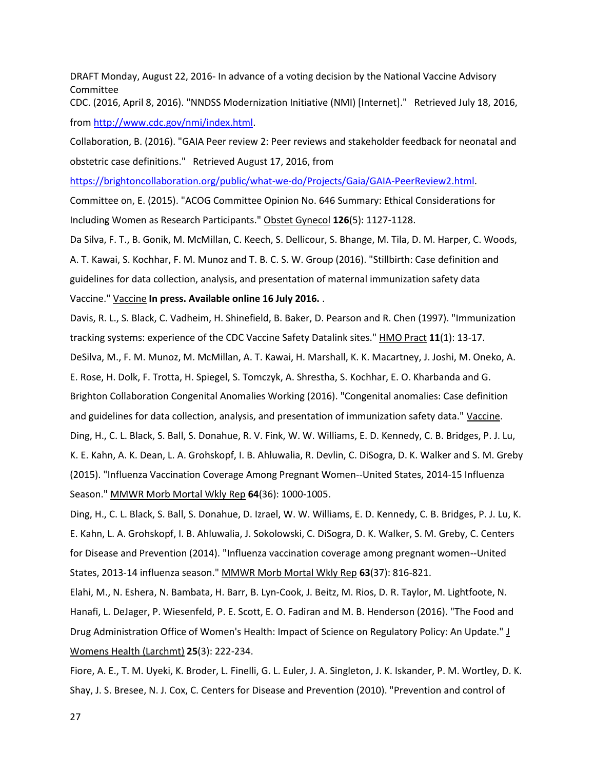CDC. (2016, April 8, 2016). "NNDSS Modernization Initiative (NMI) [Internet]." Retrieved July 18, 2016, from http://www.cdc.gov/nmi/index.html.

Collaboration, B. (2016). "GAIA Peer review 2: Peer reviews and stakeholder feedback for neonatal and obstetric case definitions." Retrieved August 17, 2016, from https://brightoncollaboration.org/public/what-we-do/Projects/Gaia/GAIA-PeerReview2.html.

Committee on, E. (2015). "ACOG Committee Opinion No. 646 Summary: Ethical Considerations for Including Women as Research Participants." Obstet Gynecol **126**(5): 1127-1128.

Da Silva, F. T., B. Gonik, M. McMillan, C. Keech, S. Dellicour, S. Bhange, M. Tila, D. M. Harper, C. Woods, A. T. Kawai, S. Kochhar, F. M. Munoz and T. B. C. S. W. Group (2016). "Stillbirth: Case definition and guidelines for data collection, analysis, and presentation of maternal immunization safety data Vaccine." Vaccine **In press. Available online 16 July 2016.** .

Davis, R. L., S. Black, C. Vadheim, H. Shinefield, B. Baker, D. Pearson and R. Chen (1997). "Immunization tracking systems: experience of the CDC Vaccine Safety Datalink sites." HMO Pract **11**(1): 13-17.

DeSilva, M., F. M. Munoz, M. McMillan, A. T. Kawai, H. Marshall, K. K. Macartney, J. Joshi, M. Oneko, A. E. Rose, H. Dolk, F. Trotta, H. Spiegel, S. Tomczyk, A. Shrestha, S. Kochhar, E. O. Kharbanda and G. Brighton Collaboration Congenital Anomalies Working (2016). "Congenital anomalies: Case definition and guidelines for data collection, analysis, and presentation of immunization safety data." Vaccine.

Ding, H., C. L. Black, S. Ball, S. Donahue, R. V. Fink, W. W. Williams, E. D. Kennedy, C. B. Bridges, P. J. Lu, K. E. Kahn, A. K. Dean, L. A. Grohskopf, I. B. Ahluwalia, R. Devlin, C. DiSogra, D. K. Walker and S. M. Greby (2015). "Influenza Vaccination Coverage Among Pregnant Women--United States, 2014-15 Influenza Season." MMWR Morb Mortal Wkly Rep **64**(36): 1000-1005.

Ding, H., C. L. Black, S. Ball, S. Donahue, D. Izrael, W. W. Williams, E. D. Kennedy, C. B. Bridges, P. J. Lu, K. E. Kahn, L. A. Grohskopf, I. B. Ahluwalia, J. Sokolowski, C. DiSogra, D. K. Walker, S. M. Greby, C. Centers for Disease and Prevention (2014). "Influenza vaccination coverage among pregnant women--United States, 2013-14 influenza season." MMWR Morb Mortal Wkly Rep **63**(37): 816-821.

Elahi, M., N. Eshera, N. Bambata, H. Barr, B. Lyn-Cook, J. Beitz, M. Rios, D. R. Taylor, M. Lightfoote, N. Hanafi, L. DeJager, P. Wiesenfeld, P. E. Scott, E. O. Fadiran and M. B. Henderson (2016). "The Food and Drug Administration Office of Women's Health: Impact of Science on Regulatory Policy: An Update." J Womens Health (Larchmt) **25**(3): 222-234.

Fiore, A. E., T. M. Uyeki, K. Broder, L. Finelli, G. L. Euler, J. A. Singleton, J. K. Iskander, P. M. Wortley, D. K. Shay, J. S. Bresee, N. J. Cox, C. Centers for Disease and Prevention (2010). "Prevention and control of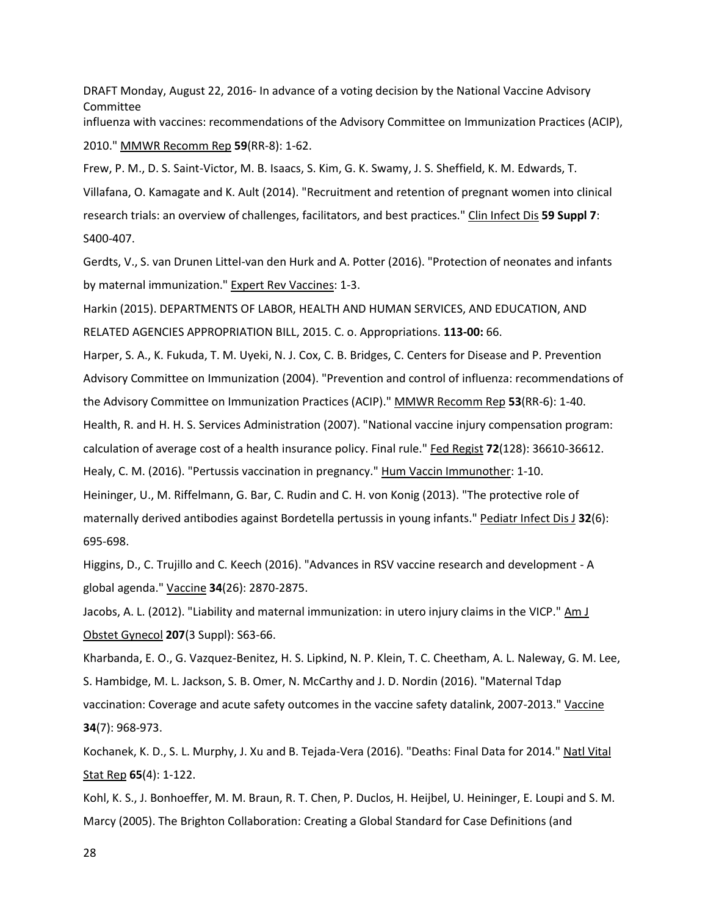influenza with vaccines: recommendations of the Advisory Committee on Immunization Practices (ACIP), 2010." MMWR Recomm Rep **59**(RR-8): 1-62.

Frew, P. M., D. S. Saint-Victor, M. B. Isaacs, S. Kim, G. K. Swamy, J. S. Sheffield, K. M. Edwards, T. Villafana, O. Kamagate and K. Ault (2014). "Recruitment and retention of pregnant women into clinical research trials: an overview of challenges, facilitators, and best practices." Clin Infect Dis **59 Suppl 7**: S400-407.

Gerdts, V., S. van Drunen Littel-van den Hurk and A. Potter (2016). "Protection of neonates and infants by maternal immunization." Expert Rev Vaccines: 1-3.

Harkin (2015). DEPARTMENTS OF LABOR, HEALTH AND HUMAN SERVICES, AND EDUCATION, AND RELATED AGENCIES APPROPRIATION BILL, 2015. C. o. Appropriations. **113-00:** 66.

Harper, S. A., K. Fukuda, T. M. Uyeki, N. J. Cox, C. B. Bridges, C. Centers for Disease and P. Prevention Advisory Committee on Immunization (2004). "Prevention and control of influenza: recommendations of the Advisory Committee on Immunization Practices (ACIP)." MMWR Recomm Rep **53**(RR-6): 1-40.

Health, R. and H. H. S. Services Administration (2007). "National vaccine injury compensation program: calculation of average cost of a health insurance policy. Final rule." Fed Regist **72**(128): 36610-36612.

Healy, C. M. (2016). "Pertussis vaccination in pregnancy." Hum Vaccin Immunother: 1-10.

Heininger, U., M. Riffelmann, G. Bar, C. Rudin and C. H. von Konig (2013). "The protective role of maternally derived antibodies against Bordetella pertussis in young infants." Pediatr Infect Dis J **32**(6): 695-698.

Higgins, D., C. Trujillo and C. Keech (2016). "Advances in RSV vaccine research and development - A global agenda." Vaccine **34**(26): 2870-2875.

Jacobs, A. L. (2012). "Liability and maternal immunization: in utero injury claims in the VICP." Am J Obstet Gynecol **207**(3 Suppl): S63-66.

Kharbanda, E. O., G. Vazquez-Benitez, H. S. Lipkind, N. P. Klein, T. C. Cheetham, A. L. Naleway, G. M. Lee, S. Hambidge, M. L. Jackson, S. B. Omer, N. McCarthy and J. D. Nordin (2016). "Maternal Tdap vaccination: Coverage and acute safety outcomes in the vaccine safety datalink, 2007-2013." Vaccine **34**(7): 968-973.

Kochanek, K. D., S. L. Murphy, J. Xu and B. Tejada-Vera (2016). "Deaths: Final Data for 2014." Natl Vital Stat Rep **65**(4): 1-122.

Kohl, K. S., J. Bonhoeffer, M. M. Braun, R. T. Chen, P. Duclos, H. Heijbel, U. Heininger, E. Loupi and S. M. Marcy (2005). The Brighton Collaboration: Creating a Global Standard for Case Definitions (and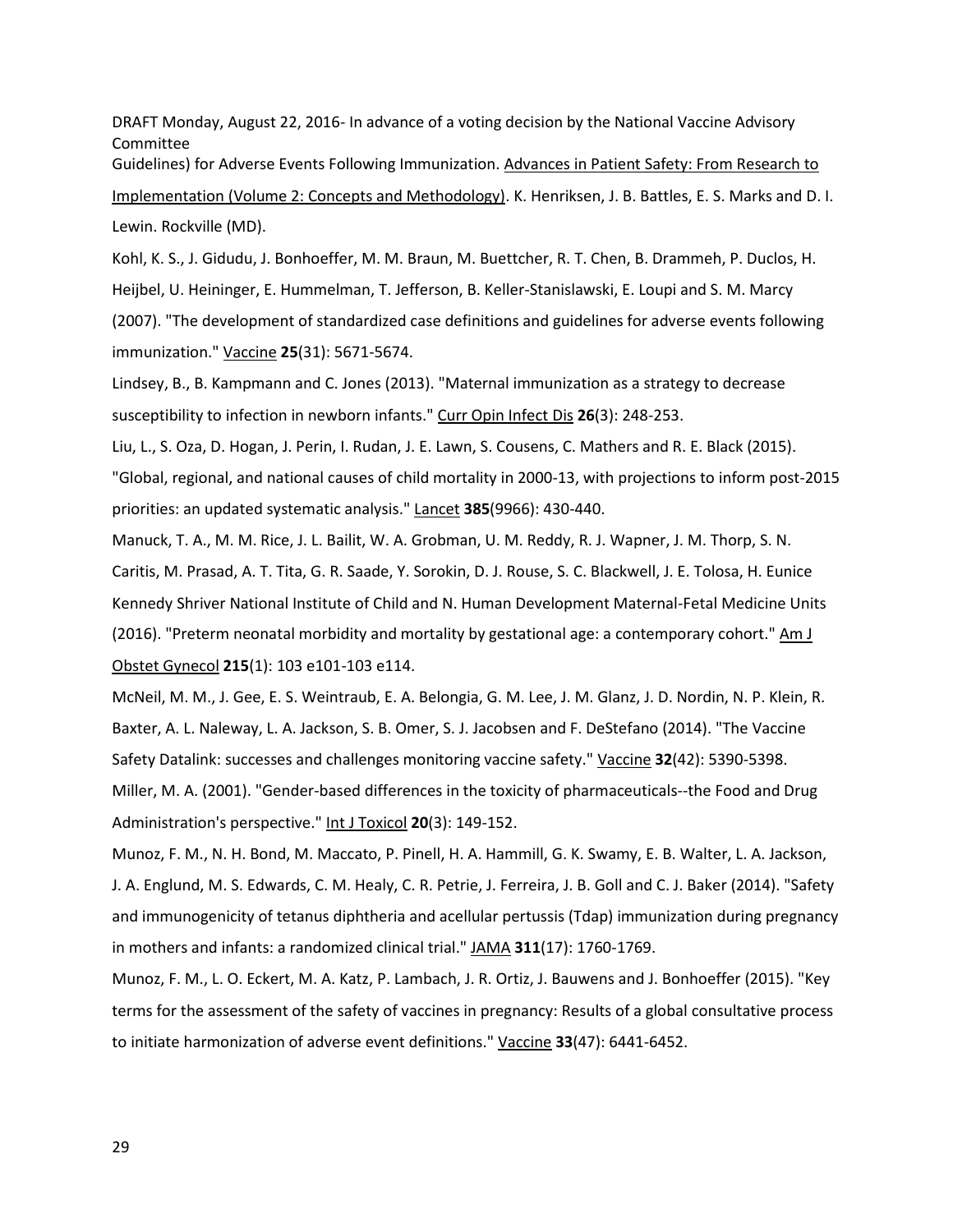Guidelines) for Adverse Events Following Immunization. Advances in Patient Safety: From Research to Implementation (Volume 2: Concepts and Methodology). K. Henriksen, J. B. Battles, E. S. Marks and D. I. Lewin. Rockville (MD).

Kohl, K. S., J. Gidudu, J. Bonhoeffer, M. M. Braun, M. Buettcher, R. T. Chen, B. Drammeh, P. Duclos, H. Heijbel, U. Heininger, E. Hummelman, T. Jefferson, B. Keller-Stanislawski, E. Loupi and S. M. Marcy (2007). "The development of standardized case definitions and guidelines for adverse events following immunization." Vaccine **25**(31): 5671-5674.

Lindsey, B., B. Kampmann and C. Jones (2013). "Maternal immunization as a strategy to decrease susceptibility to infection in newborn infants." Curr Opin Infect Dis **26**(3): 248-253.

Liu, L., S. Oza, D. Hogan, J. Perin, I. Rudan, J. E. Lawn, S. Cousens, C. Mathers and R. E. Black (2015). "Global, regional, and national causes of child mortality in 2000-13, with projections to inform post-2015 priorities: an updated systematic analysis." Lancet **385**(9966): 430-440.

Manuck, T. A., M. M. Rice, J. L. Bailit, W. A. Grobman, U. M. Reddy, R. J. Wapner, J. M. Thorp, S. N. Caritis, M. Prasad, A. T. Tita, G. R. Saade, Y. Sorokin, D. J. Rouse, S. C. Blackwell, J. E. Tolosa, H. Eunice Kennedy Shriver National Institute of Child and N. Human Development Maternal-Fetal Medicine Units (2016). "Preterm neonatal morbidity and mortality by gestational age: a contemporary cohort." Am J Obstet Gynecol **215**(1): 103 e101-103 e114.

McNeil, M. M., J. Gee, E. S. Weintraub, E. A. Belongia, G. M. Lee, J. M. Glanz, J. D. Nordin, N. P. Klein, R. Baxter, A. L. Naleway, L. A. Jackson, S. B. Omer, S. J. Jacobsen and F. DeStefano (2014). "The Vaccine Safety Datalink: successes and challenges monitoring vaccine safety." Vaccine **32**(42): 5390-5398.

Miller, M. A. (2001). "Gender-based differences in the toxicity of pharmaceuticals--the Food and Drug Administration's perspective." Int J Toxicol **20**(3): 149-152.

Munoz, F. M., N. H. Bond, M. Maccato, P. Pinell, H. A. Hammill, G. K. Swamy, E. B. Walter, L. A. Jackson, J. A. Englund, M. S. Edwards, C. M. Healy, C. R. Petrie, J. Ferreira, J. B. Goll and C. J. Baker (2014). "Safety and immunogenicity of tetanus diphtheria and acellular pertussis (Tdap) immunization during pregnancy in mothers and infants: a randomized clinical trial." JAMA **311**(17): 1760-1769.

Munoz, F. M., L. O. Eckert, M. A. Katz, P. Lambach, J. R. Ortiz, J. Bauwens and J. Bonhoeffer (2015). "Key terms for the assessment of the safety of vaccines in pregnancy: Results of a global consultative process to initiate harmonization of adverse event definitions." Vaccine **33**(47): 6441-6452.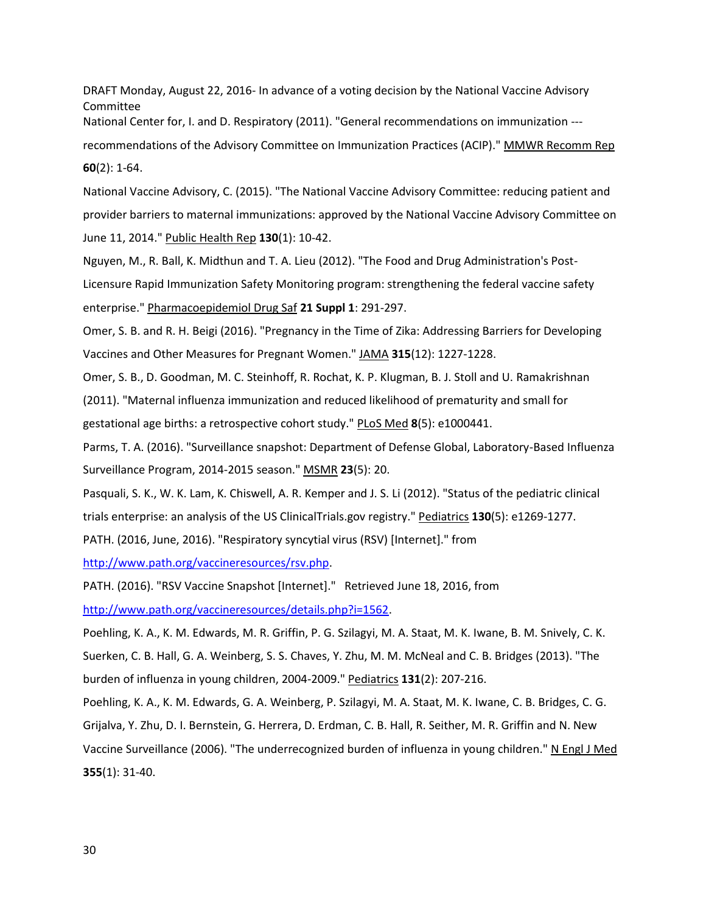National Center for, I. and D. Respiratory (2011). "General recommendations on immunization --- recommendations of the Advisory Committee on Immunization Practices (ACIP)." MMWR Recomm Rep **60**(2): 1-64.

National Vaccine Advisory, C. (2015). "The National Vaccine Advisory Committee: reducing patient and provider barriers to maternal immunizations: approved by the National Vaccine Advisory Committee on June 11, 2014." Public Health Rep **130**(1): 10-42.

Nguyen, M., R. Ball, K. Midthun and T. A. Lieu (2012). "The Food and Drug Administration's Post-Licensure Rapid Immunization Safety Monitoring program: strengthening the federal vaccine safety enterprise." Pharmacoepidemiol Drug Saf **21 Suppl 1**: 291-297.

Omer, S. B. and R. H. Beigi (2016). "Pregnancy in the Time of Zika: Addressing Barriers for Developing Vaccines and Other Measures for Pregnant Women." JAMA **315**(12): 1227-1228.

Omer, S. B., D. Goodman, M. C. Steinhoff, R. Rochat, K. P. Klugman, B. J. Stoll and U. Ramakrishnan (2011). "Maternal influenza immunization and reduced likelihood of prematurity and small for gestational age births: a retrospective cohort study." PLoS Med **8**(5): e1000441.

Parms, T. A. (2016). "Surveillance snapshot: Department of Defense Global, Laboratory-Based Influenza Surveillance Program, 2014-2015 season." MSMR **23**(5): 20.

Pasquali, S. K., W. K. Lam, K. Chiswell, A. R. Kemper and J. S. Li (2012). "Status of the pediatric clinical trials enterprise: an analysis of the US ClinicalTrials.gov registry." Pediatrics **130**(5): e1269-1277.

PATH. (2016, June, 2016). "Respiratory syncytial virus (RSV) [Internet]." from http://www.path.org/vaccineresources/rsv.php.

PATH. (2016). "RSV Vaccine Snapshot [Internet]." Retrieved June 18, 2016, from http://www.path.org/vaccineresources/details.php?i=1562.

Poehling, K. A., K. M. Edwards, M. R. Griffin, P. G. Szilagyi, M. A. Staat, M. K. Iwane, B. M. Snively, C. K. Suerken, C. B. Hall, G. A. Weinberg, S. S. Chaves, Y. Zhu, M. M. McNeal and C. B. Bridges (2013). "The burden of influenza in young children, 2004-2009." Pediatrics **131**(2): 207-216.

Poehling, K. A., K. M. Edwards, G. A. Weinberg, P. Szilagyi, M. A. Staat, M. K. Iwane, C. B. Bridges, C. G. Grijalva, Y. Zhu, D. I. Bernstein, G. Herrera, D. Erdman, C. B. Hall, R. Seither, M. R. Griffin and N. New Vaccine Surveillance (2006). "The underrecognized burden of influenza in young children." N Engl J Med **355**(1): 31-40.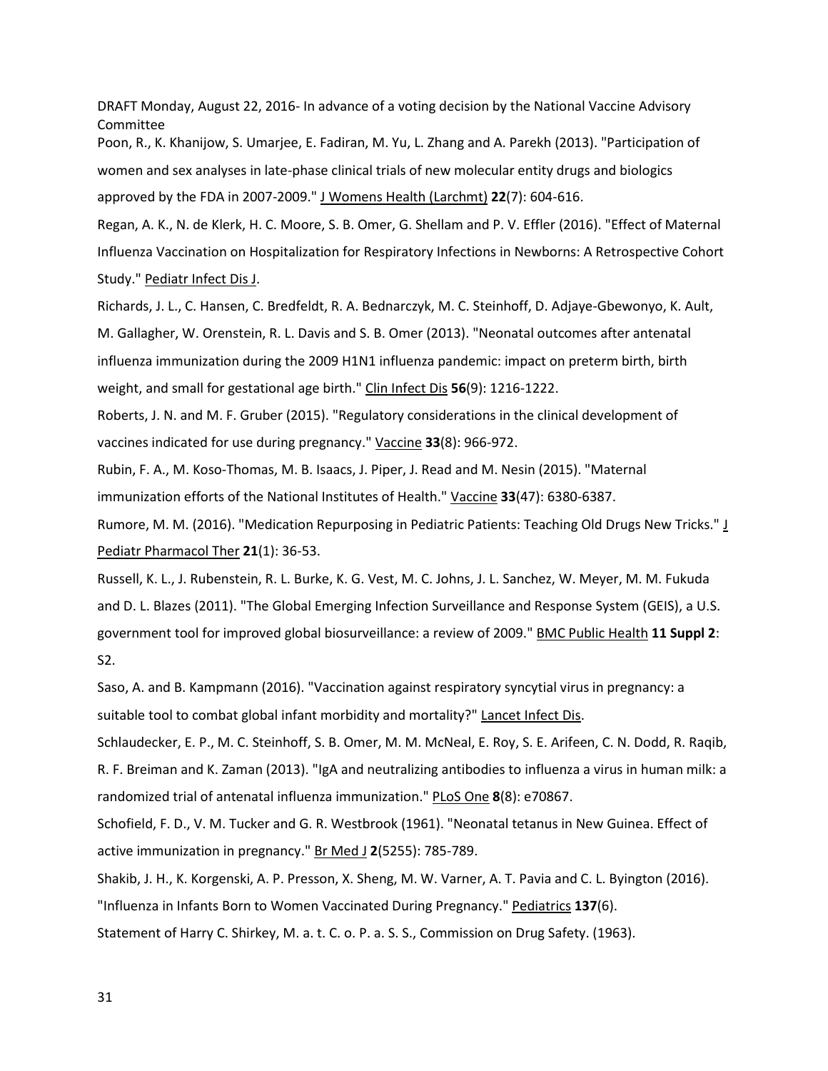Poon, R., K. Khanijow, S. Umarjee, E. Fadiran, M. Yu, L. Zhang and A. Parekh (2013). "Participation of women and sex analyses in late-phase clinical trials of new molecular entity drugs and biologics approved by the FDA in 2007-2009." J Womens Health (Larchmt) **22**(7): 604-616.

Regan, A. K., N. de Klerk, H. C. Moore, S. B. Omer, G. Shellam and P. V. Effler (2016). "Effect of Maternal Influenza Vaccination on Hospitalization for Respiratory Infections in Newborns: A Retrospective Cohort Study." Pediatr Infect Dis J.

Richards, J. L., C. Hansen, C. Bredfeldt, R. A. Bednarczyk, M. C. Steinhoff, D. Adjaye-Gbewonyo, K. Ault, M. Gallagher, W. Orenstein, R. L. Davis and S. B. Omer (2013). "Neonatal outcomes after antenatal influenza immunization during the 2009 H1N1 influenza pandemic: impact on preterm birth, birth weight, and small for gestational age birth." Clin Infect Dis **56**(9): 1216-1222.

Roberts, J. N. and M. F. Gruber (2015). "Regulatory considerations in the clinical development of vaccines indicated for use during pregnancy." Vaccine **33**(8): 966-972.

Rubin, F. A., M. Koso-Thomas, M. B. Isaacs, J. Piper, J. Read and M. Nesin (2015). "Maternal immunization efforts of the National Institutes of Health." Vaccine **33**(47): 6380-6387.

Rumore, M. M. (2016). "Medication Repurposing in Pediatric Patients: Teaching Old Drugs New Tricks." J Pediatr Pharmacol Ther **21**(1): 36-53.

Russell, K. L., J. Rubenstein, R. L. Burke, K. G. Vest, M. C. Johns, J. L. Sanchez, W. Meyer, M. M. Fukuda and D. L. Blazes (2011). "The Global Emerging Infection Surveillance and Response System (GEIS), a U.S. government tool for improved global biosurveillance: a review of 2009." BMC Public Health **11 Suppl 2**: S2.

Saso, A. and B. Kampmann (2016). "Vaccination against respiratory syncytial virus in pregnancy: a suitable tool to combat global infant morbidity and mortality?" Lancet Infect Dis.

Schlaudecker, E. P., M. C. Steinhoff, S. B. Omer, M. M. McNeal, E. Roy, S. E. Arifeen, C. N. Dodd, R. Raqib, R. F. Breiman and K. Zaman (2013). "IgA and neutralizing antibodies to influenza a virus in human milk: a randomized trial of antenatal influenza immunization." PLoS One **8**(8): e70867.

Schofield, F. D., V. M. Tucker and G. R. Westbrook (1961). "Neonatal tetanus in New Guinea. Effect of active immunization in pregnancy." Br Med J **2**(5255): 785-789.

Shakib, J. H., K. Korgenski, A. P. Presson, X. Sheng, M. W. Varner, A. T. Pavia and C. L. Byington (2016). "Influenza in Infants Born to Women Vaccinated During Pregnancy." Pediatrics **137**(6).

Statement of Harry C. Shirkey, M. a. t. C. o. P. a. S. S., Commission on Drug Safety. (1963).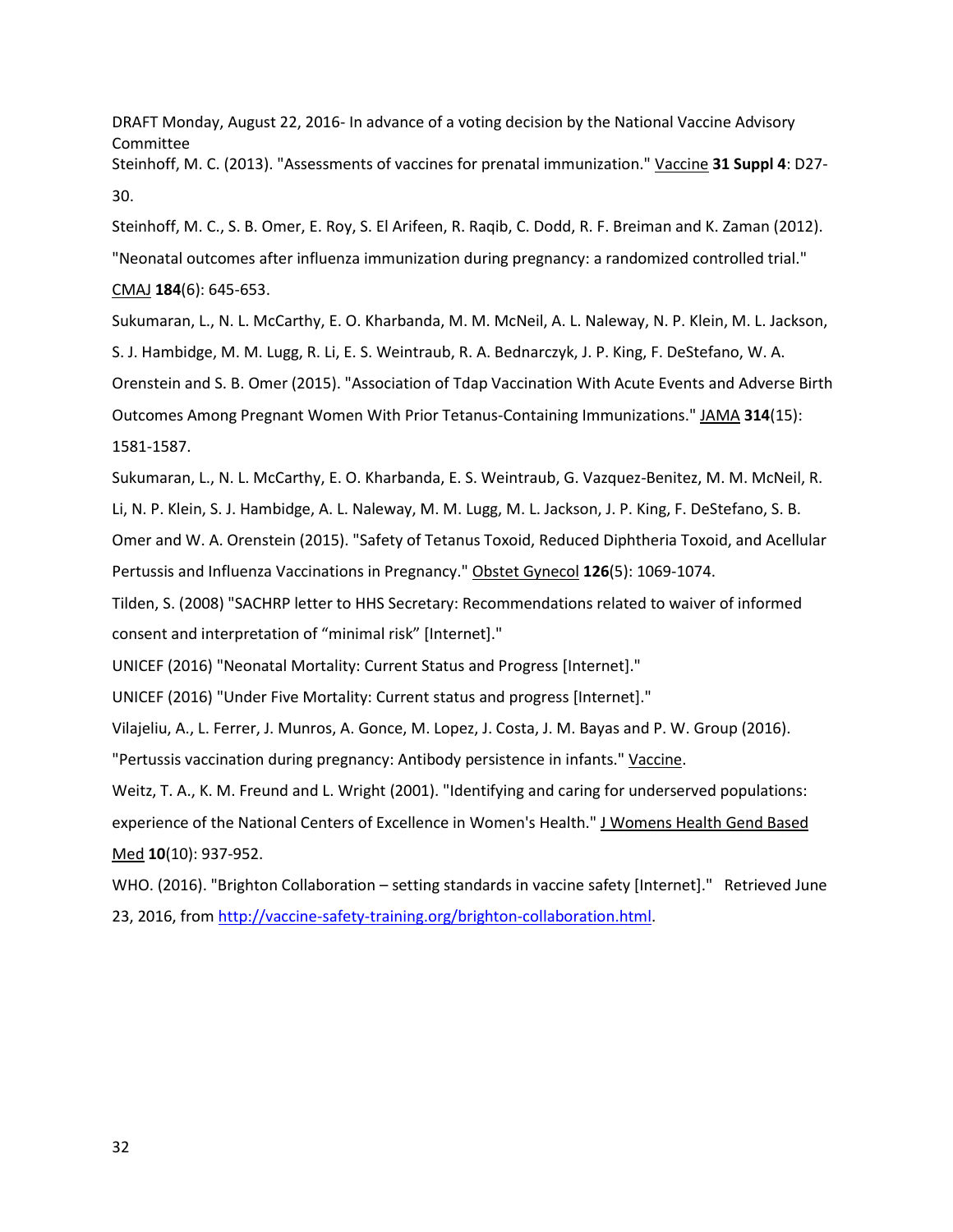Steinhoff, M. C. (2013). "Assessments of vaccines for prenatal immunization." Vaccine **31 Suppl 4**: D27-30.

Steinhoff, M. C., S. B. Omer, E. Roy, S. El Arifeen, R. Raqib, C. Dodd, R. F. Breiman and K. Zaman (2012). "Neonatal outcomes after influenza immunization during pregnancy: a randomized controlled trial." CMAJ **184**(6): 645-653.

Sukumaran, L., N. L. McCarthy, E. O. Kharbanda, M. M. McNeil, A. L. Naleway, N. P. Klein, M. L. Jackson, S. J. Hambidge, M. M. Lugg, R. Li, E. S. Weintraub, R. A. Bednarczyk, J. P. King, F. DeStefano, W. A. Orenstein and S. B. Omer (2015). "Association of Tdap Vaccination With Acute Events and Adverse Birth Outcomes Among Pregnant Women With Prior Tetanus-Containing Immunizations." JAMA **314**(15): 1581-1587.

Sukumaran, L., N. L. McCarthy, E. O. Kharbanda, E. S. Weintraub, G. Vazquez-Benitez, M. M. McNeil, R. Li, N. P. Klein, S. J. Hambidge, A. L. Naleway, M. M. Lugg, M. L. Jackson, J. P. King, F. DeStefano, S. B. Omer and W. A. Orenstein (2015). "Safety of Tetanus Toxoid, Reduced Diphtheria Toxoid, and Acellular Pertussis and Influenza Vaccinations in Pregnancy." Obstet Gynecol **126**(5): 1069-1074.

Tilden, S. (2008) "SACHRP letter to HHS Secretary: Recommendations related to waiver of informed consent and interpretation of "minimal risk" [Internet]."

UNICEF (2016) "Neonatal Mortality: Current Status and Progress [Internet]."

UNICEF (2016) "Under Five Mortality: Current status and progress [Internet]."

Vilajeliu, A., L. Ferrer, J. Munros, A. Gonce, M. Lopez, J. Costa, J. M. Bayas and P. W. Group (2016). "Pertussis vaccination during pregnancy: Antibody persistence in infants." Vaccine.

Weitz, T. A., K. M. Freund and L. Wright (2001). "Identifying and caring for underserved populations: experience of the National Centers of Excellence in Women's Health." J Womens Health Gend Based Med **10**(10): 937-952.

WHO. (2016). "Brighton Collaboration – setting standards in vaccine safety [Internet]." Retrieved June 23, 2016, from http://vaccine-safety-training.org/brighton-collaboration.html.